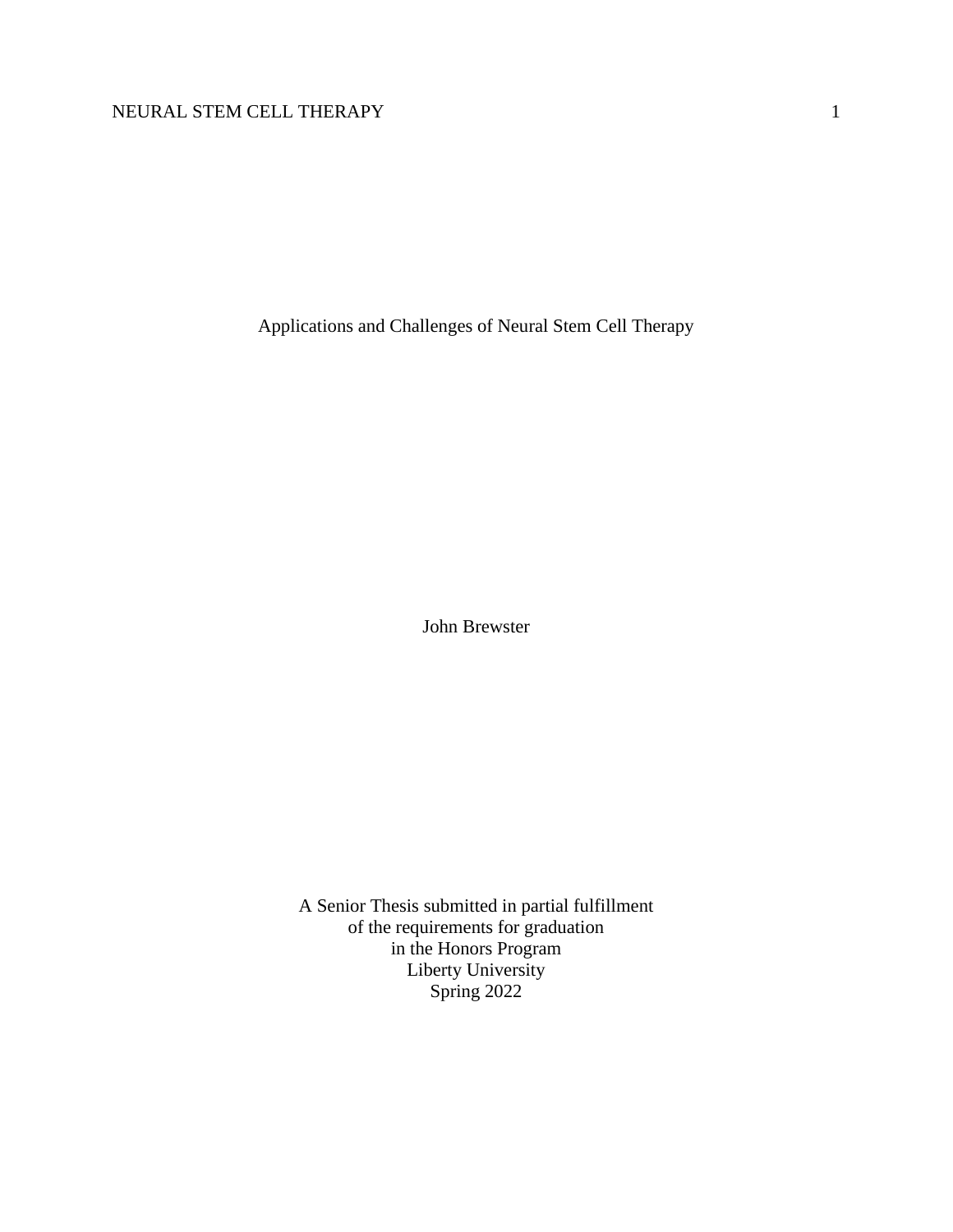# Applications and Challenges of Neural Stem Cell Therapy

John Brewster

A Senior Thesis submitted in partial fulfillment
of the requirements for graduation
in the Honors Program
Liberty University
Spring 2022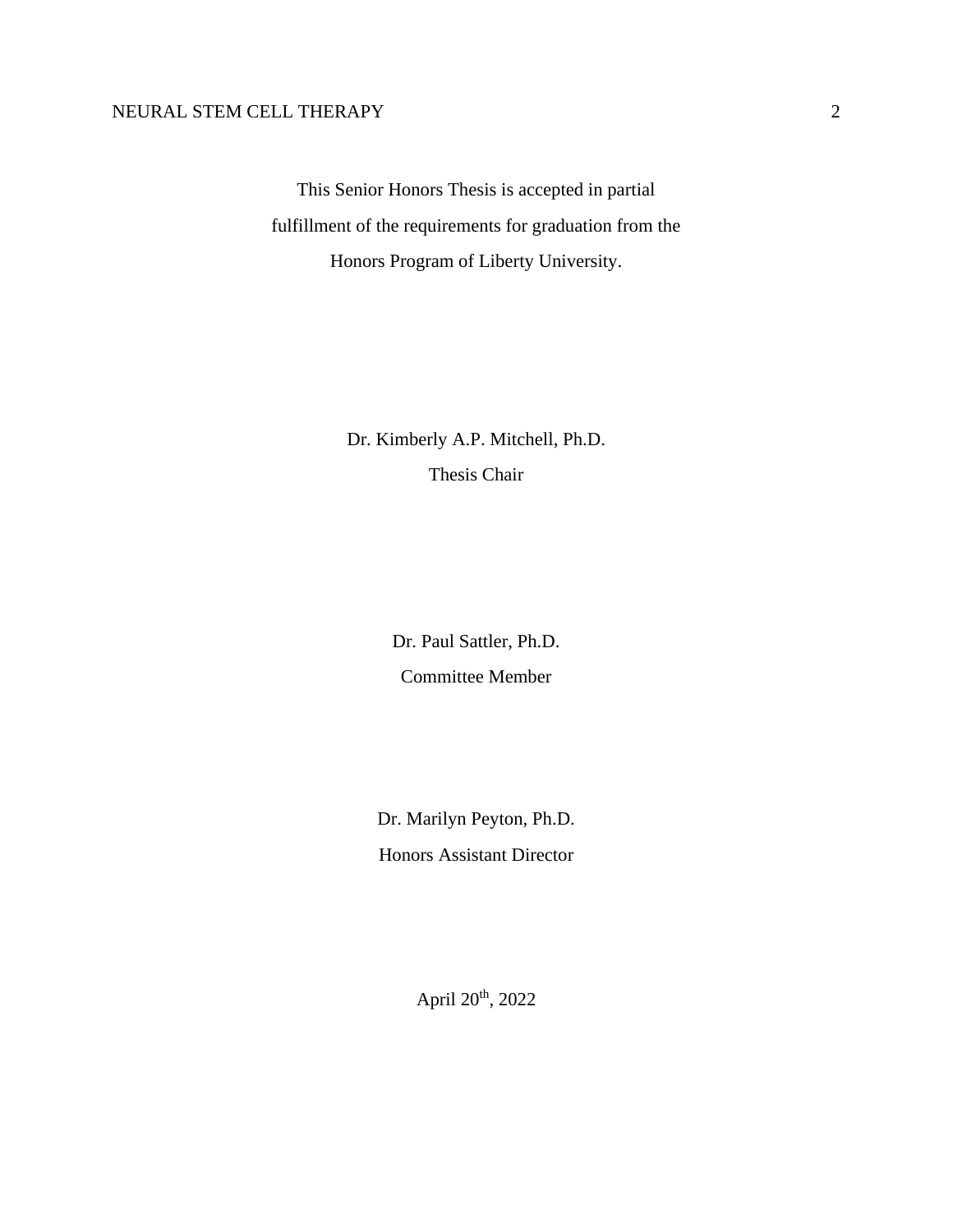This Senior Honors Thesis is accepted in partial
fulfillment of the requirements for graduation from the
Honors Program of Liberty University.

Dr. Kimberly A.P. Mitchell, Ph.D.
Thesis Chair

Dr. Paul Sattler, Ph.D.
Committee Member

Dr. Marilyn Peyton, Ph.D.
Honors Assistant Director

April 20th, 2022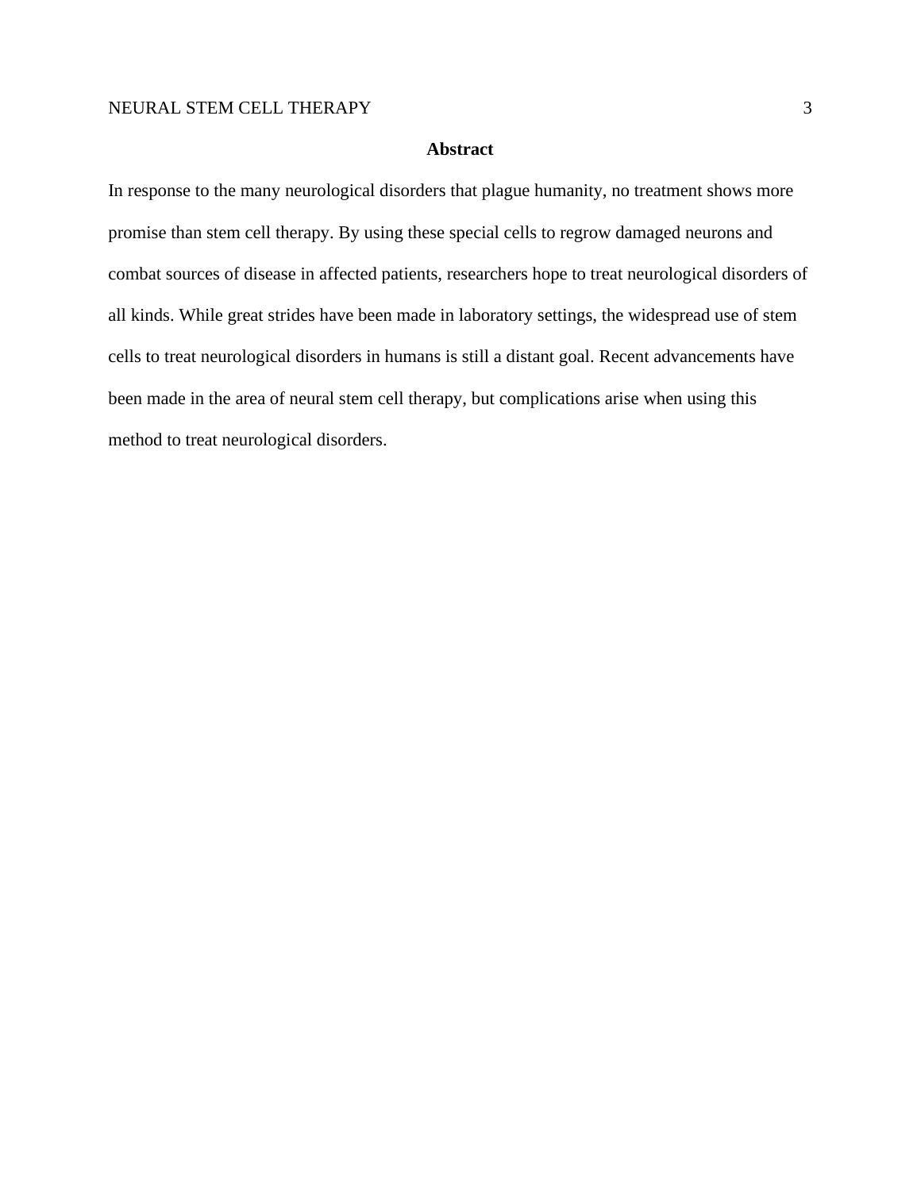# Abstract

In response to the many neurological disorders that plague humanity, no treatment shows more promise than stem cell therapy. By using these special cells to regrow damaged neurons and combat sources of disease in affected patients, researchers hope to treat neurological disorders of all kinds. While great strides have been made in laboratory settings, the widespread use of stem cells to treat neurological disorders in humans is still a distant goal. Recent advancements have been made in the area of neural stem cell therapy, but complications arise when using this method to treat neurological disorders.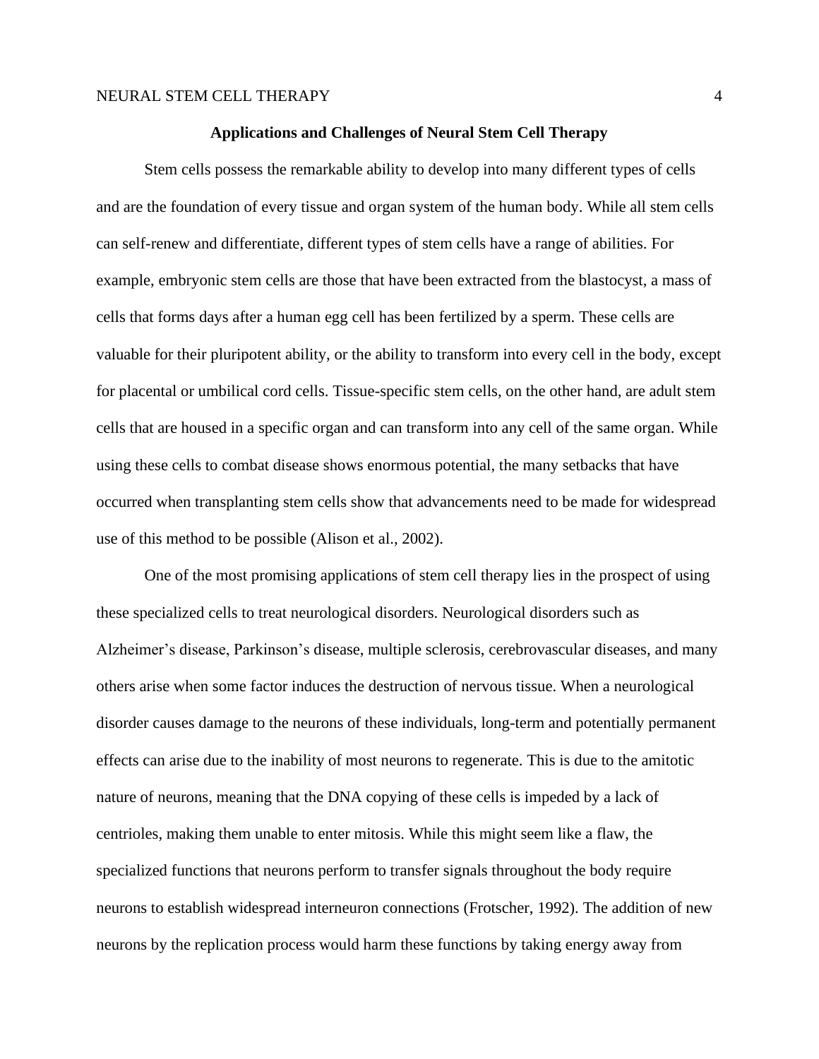# Applications and Challenges of Neural Stem Cell Therapy

Stem cells possess the remarkable ability to develop into many different types of cells and are the foundation of every tissue and organ system of the human body. While all stem cells can self-renew and differentiate, different types of stem cells have a range of abilities. For example, embryonic stem cells are those that have been extracted from the blastocyst, a mass of cells that forms days after a human egg cell has been fertilized by a sperm. These cells are valuable for their pluripotent ability, or the ability to transform into every cell in the body, except for placental or umbilical cord cells. Tissue-specific stem cells, on the other hand, are adult stem cells that are housed in a specific organ and can transform into any cell of the same organ. While using these cells to combat disease shows enormous potential, the many setbacks that have occurred when transplanting stem cells show that advancements need to be made for widespread use of this method to be possible (Alison et al., 2002).

One of the most promising applications of stem cell therapy lies in the prospect of using these specialized cells to treat neurological disorders. Neurological disorders such as Alzheimer's disease, Parkinson's disease, multiple sclerosis, cerebrovascular diseases, and many others arise when some factor induces the destruction of nervous tissue. When a neurological disorder causes damage to the neurons of these individuals, long-term and potentially permanent effects can arise due to the inability of most neurons to regenerate. This is due to the amitotic nature of neurons, meaning that the DNA copying of these cells is impeded by a lack of centrioles, making them unable to enter mitosis. While this might seem like a flaw, the specialized functions that neurons perform to transfer signals throughout the body require neurons to establish widespread interneuron connections (Frotscher, 1992). The addition of new neurons by the replication process would harm these functions by taking energy away from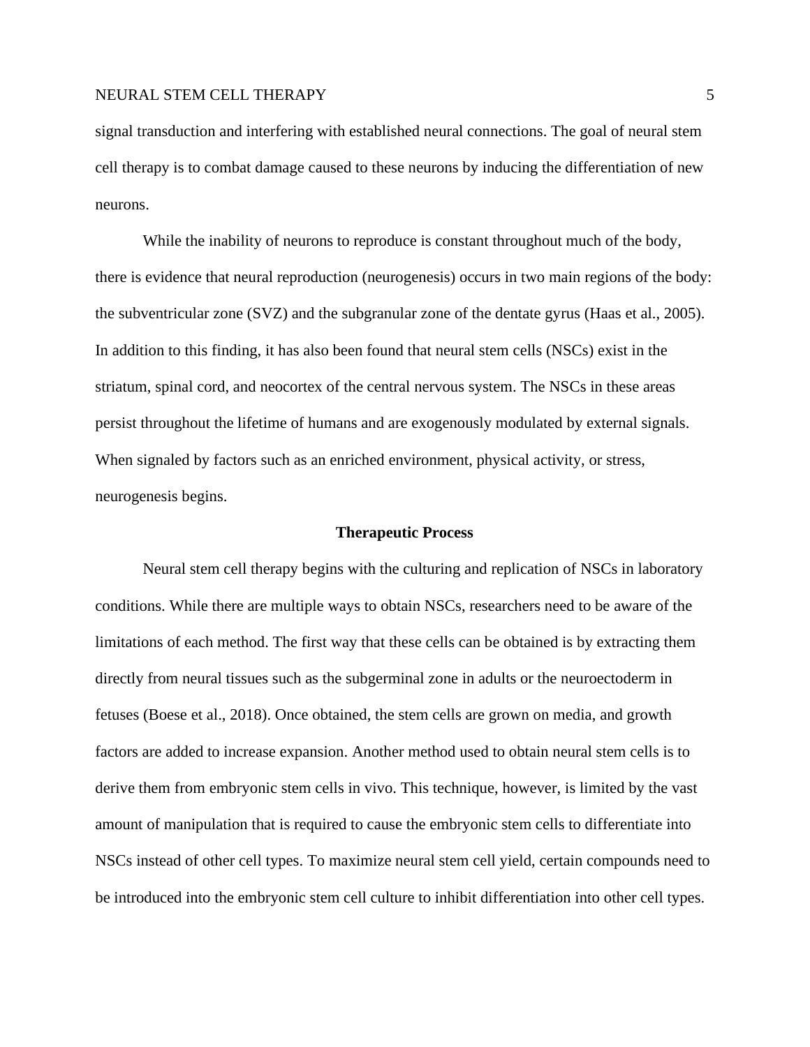signal transduction and interfering with established neural connections. The goal of neural stem cell therapy is to combat damage caused to these neurons by inducing the differentiation of new neurons.

While the inability of neurons to reproduce is constant throughout much of the body, there is evidence that neural reproduction (neurogenesis) occurs in two main regions of the body: the subventricular zone (SVZ) and the subgranular zone of the dentate gyrus (Haas et al., 2005). In addition to this finding, it has also been found that neural stem cells (NSCs) exist in the striatum, spinal cord, and neocortex of the central nervous system. The NSCs in these areas persist throughout the lifetime of humans and are exogenously modulated by external signals. When signaled by factors such as an enriched environment, physical activity, or stress, neurogenesis begins.

## Therapeutic Process

Neural stem cell therapy begins with the culturing and replication of NSCs in laboratory conditions. While there are multiple ways to obtain NSCs, researchers need to be aware of the limitations of each method. The first way that these cells can be obtained is by extracting them directly from neural tissues such as the subgerminal zone in adults or the neuroectoderm in fetuses (Boese et al., 2018). Once obtained, the stem cells are grown on media, and growth factors are added to increase expansion. Another method used to obtain neural stem cells is to derive them from embryonic stem cells in vivo. This technique, however, is limited by the vast amount of manipulation that is required to cause the embryonic stem cells to differentiate into NSCs instead of other cell types. To maximize neural stem cell yield, certain compounds need to be introduced into the embryonic stem cell culture to inhibit differentiation into other cell types.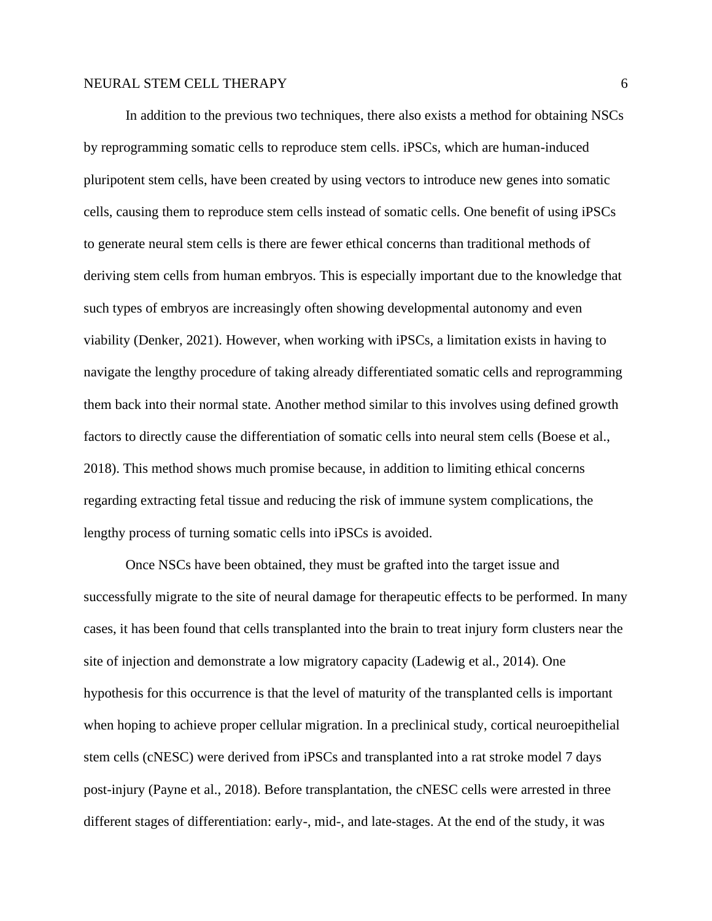In addition to the previous two techniques, there also exists a method for obtaining NSCs by reprogramming somatic cells to reproduce stem cells. iPSCs, which are human-induced pluripotent stem cells, have been created by using vectors to introduce new genes into somatic cells, causing them to reproduce stem cells instead of somatic cells. One benefit of using iPSCs to generate neural stem cells is there are fewer ethical concerns than traditional methods of deriving stem cells from human embryos. This is especially important due to the knowledge that such types of embryos are increasingly often showing developmental autonomy and even viability (Denker, 2021). However, when working with iPSCs, a limitation exists in having to navigate the lengthy procedure of taking already differentiated somatic cells and reprogramming them back into their normal state. Another method similar to this involves using defined growth factors to directly cause the differentiation of somatic cells into neural stem cells (Boese et al., 2018). This method shows much promise because, in addition to limiting ethical concerns regarding extracting fetal tissue and reducing the risk of immune system complications, the lengthy process of turning somatic cells into iPSCs is avoided.

Once NSCs have been obtained, they must be grafted into the target issue and successfully migrate to the site of neural damage for therapeutic effects to be performed. In many cases, it has been found that cells transplanted into the brain to treat injury form clusters near the site of injection and demonstrate a low migratory capacity (Ladewig et al., 2014). One hypothesis for this occurrence is that the level of maturity of the transplanted cells is important when hoping to achieve proper cellular migration. In a preclinical study, cortical neuroepithelial stem cells (cNESC) were derived from iPSCs and transplanted into a rat stroke model 7 days post-injury (Payne et al., 2018). Before transplantation, the cNESC cells were arrested in three different stages of differentiation: early-, mid-, and late-stages. At the end of the study, it was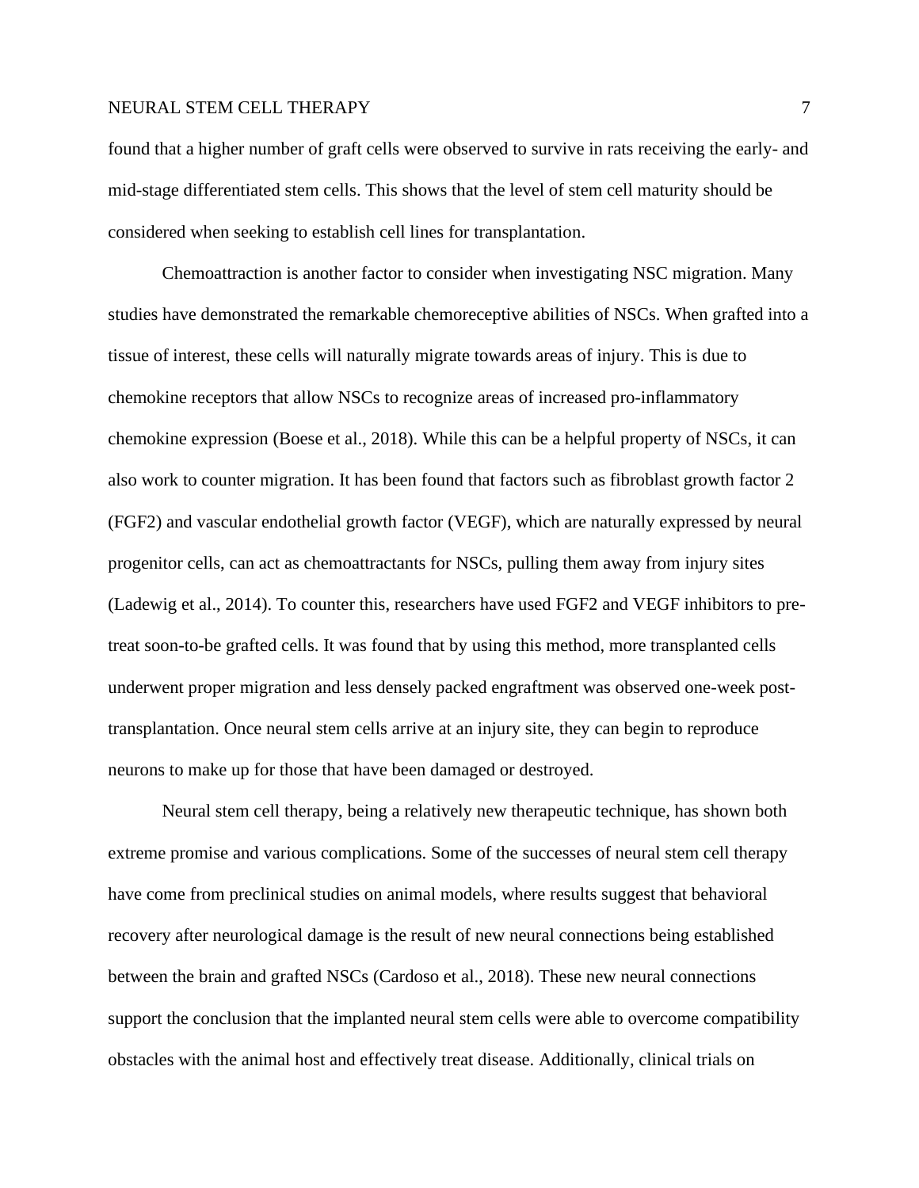found that a higher number of graft cells were observed to survive in rats receiving the early- and mid-stage differentiated stem cells. This shows that the level of stem cell maturity should be considered when seeking to establish cell lines for transplantation.

Chemoattraction is another factor to consider when investigating NSC migration. Many studies have demonstrated the remarkable chemoreceptive abilities of NSCs. When grafted into a tissue of interest, these cells will naturally migrate towards areas of injury. This is due to chemokine receptors that allow NSCs to recognize areas of increased pro-inflammatory chemokine expression (Boese et al., 2018). While this can be a helpful property of NSCs, it can also work to counter migration. It has been found that factors such as fibroblast growth factor 2 (FGF2) and vascular endothelial growth factor (VEGF), which are naturally expressed by neural progenitor cells, can act as chemoattractants for NSCs, pulling them away from injury sites (Ladewig et al., 2014). To counter this, researchers have used FGF2 and VEGF inhibitors to pre-treat soon-to-be grafted cells. It was found that by using this method, more transplanted cells underwent proper migration and less densely packed engraftment was observed one-week post-transplantation. Once neural stem cells arrive at an injury site, they can begin to reproduce neurons to make up for those that have been damaged or destroyed.

Neural stem cell therapy, being a relatively new therapeutic technique, has shown both extreme promise and various complications. Some of the successes of neural stem cell therapy have come from preclinical studies on animal models, where results suggest that behavioral recovery after neurological damage is the result of new neural connections being established between the brain and grafted NSCs (Cardoso et al., 2018). These new neural connections support the conclusion that the implanted neural stem cells were able to overcome compatibility obstacles with the animal host and effectively treat disease. Additionally, clinical trials on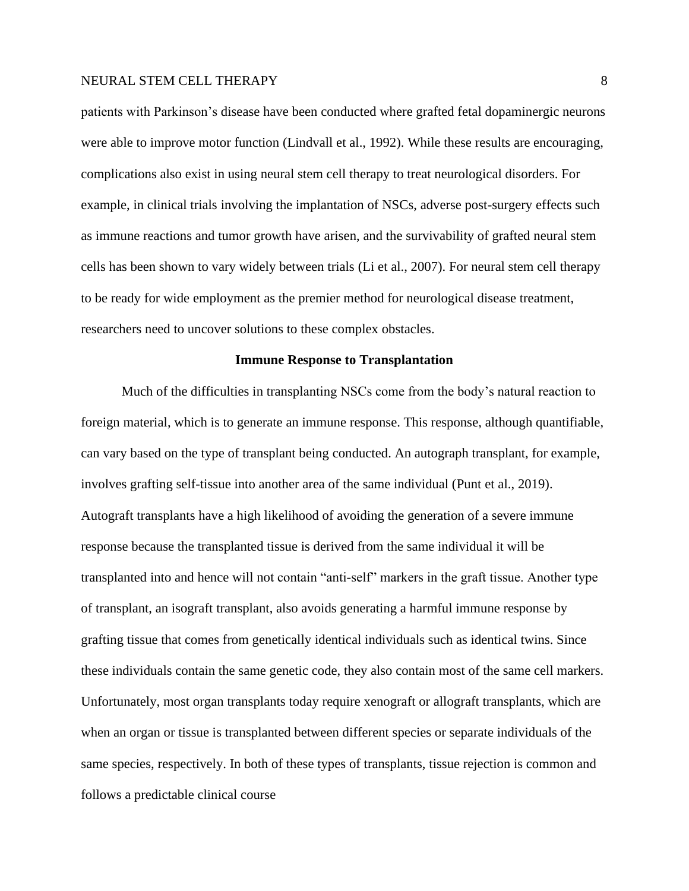patients with Parkinson's disease have been conducted where grafted fetal dopaminergic neurons were able to improve motor function (Lindvall et al., 1992). While these results are encouraging, complications also exist in using neural stem cell therapy to treat neurological disorders. For example, in clinical trials involving the implantation of NSCs, adverse post-surgery effects such as immune reactions and tumor growth have arisen, and the survivability of grafted neural stem cells has been shown to vary widely between trials (Li et al., 2007). For neural stem cell therapy to be ready for wide employment as the premier method for neurological disease treatment, researchers need to uncover solutions to these complex obstacles.

## Immune Response to Transplantation

Much of the difficulties in transplanting NSCs come from the body's natural reaction to foreign material, which is to generate an immune response. This response, although quantifiable, can vary based on the type of transplant being conducted. An autograph transplant, for example, involves grafting self-tissue into another area of the same individual (Punt et al., 2019). Autograft transplants have a high likelihood of avoiding the generation of a severe immune response because the transplanted tissue is derived from the same individual it will be transplanted into and hence will not contain "anti-self" markers in the graft tissue. Another type of transplant, an isograft transplant, also avoids generating a harmful immune response by grafting tissue that comes from genetically identical individuals such as identical twins. Since these individuals contain the same genetic code, they also contain most of the same cell markers. Unfortunately, most organ transplants today require xenograft or allograft transplants, which are when an organ or tissue is transplanted between different species or separate individuals of the same species, respectively. In both of these types of transplants, tissue rejection is common and follows a predictable clinical course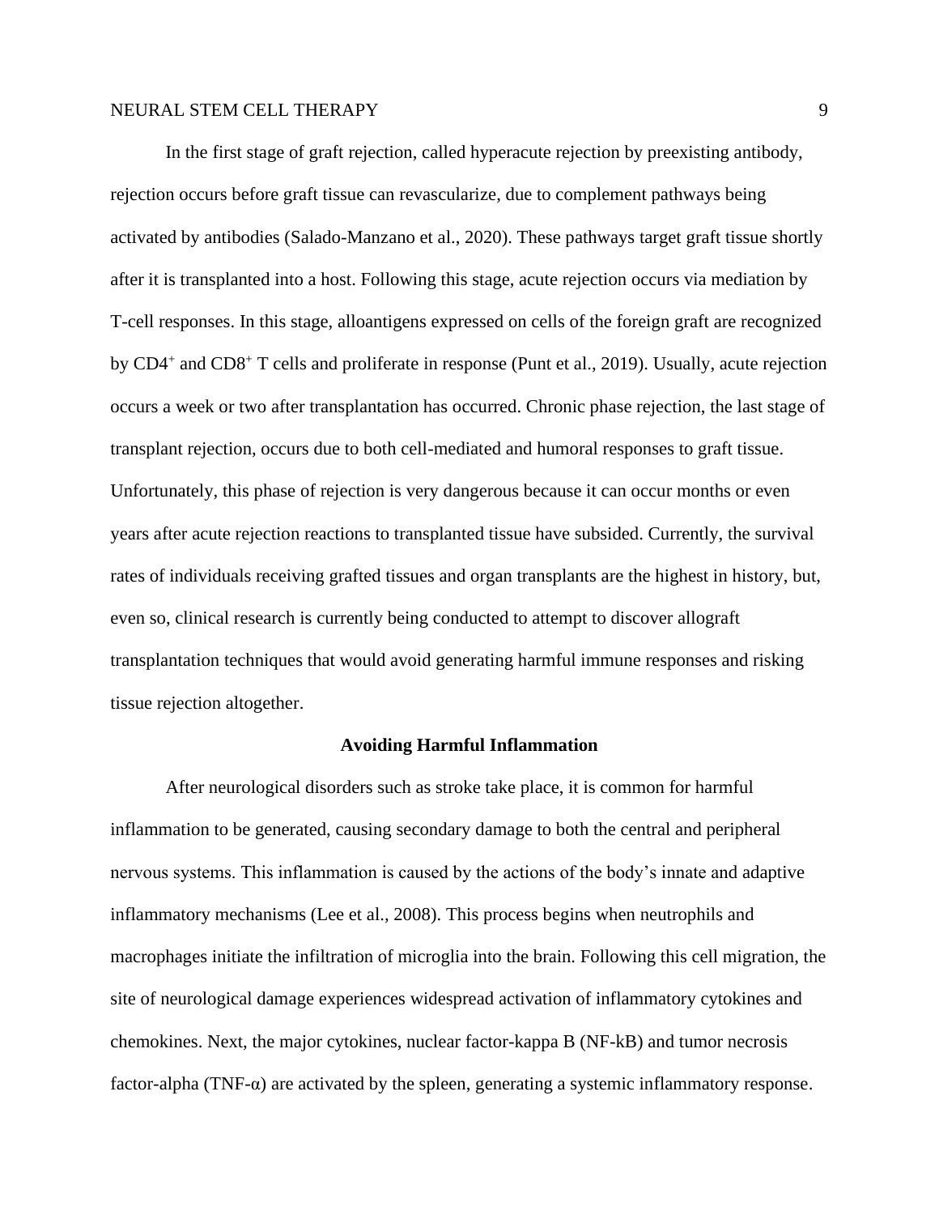In the first stage of graft rejection, called hyperacute rejection by preexisting antibody, rejection occurs before graft tissue can revascularize, due to complement pathways being activated by antibodies (Salado-Manzano et al., 2020). These pathways target graft tissue shortly after it is transplanted into a host. Following this stage, acute rejection occurs via mediation by T-cell responses. In this stage, alloantigens expressed on cells of the foreign graft are recognized by $CD4^+$ and $CD8^+$ T cells and proliferate in response (Punt et al., 2019). Usually, acute rejection occurs a week or two after transplantation has occurred. Chronic phase rejection, the last stage of transplant rejection, occurs due to both cell-mediated and humoral responses to graft tissue. Unfortunately, this phase of rejection is very dangerous because it can occur months or even years after acute rejection reactions to transplanted tissue have subsided. Currently, the survival rates of individuals receiving grafted tissues and organ transplants are the highest in history, but, even so, clinical research is currently being conducted to attempt to discover allograft transplantation techniques that would avoid generating harmful immune responses and risking tissue rejection altogether.

## Avoiding Harmful Inflammation

After neurological disorders such as stroke take place, it is common for harmful inflammation to be generated, causing secondary damage to both the central and peripheral nervous systems. This inflammation is caused by the actions of the body's innate and adaptive inflammatory mechanisms (Lee et al., 2008). This process begins when neutrophils and macrophages initiate the infiltration of microglia into the brain. Following this cell migration, the site of neurological damage experiences widespread activation of inflammatory cytokines and chemokines. Next, the major cytokines, nuclear factor-kappa B (NF-kB) and tumor necrosis factor-alpha (TNF-α) are activated by the spleen, generating a systemic inflammatory response.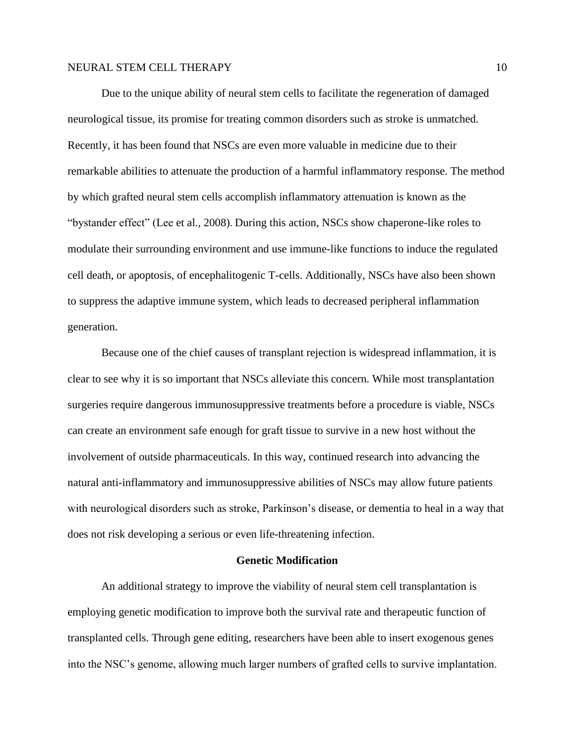Due to the unique ability of neural stem cells to facilitate the regeneration of damaged neurological tissue, its promise for treating common disorders such as stroke is unmatched. Recently, it has been found that NSCs are even more valuable in medicine due to their remarkable abilities to attenuate the production of a harmful inflammatory response. The method by which grafted neural stem cells accomplish inflammatory attenuation is known as the "bystander effect" (Lee et al., 2008). During this action, NSCs show chaperone-like roles to modulate their surrounding environment and use immune-like functions to induce the regulated cell death, or apoptosis, of encephalitogenic T-cells. Additionally, NSCs have also been shown to suppress the adaptive immune system, which leads to decreased peripheral inflammation generation.

Because one of the chief causes of transplant rejection is widespread inflammation, it is clear to see why it is so important that NSCs alleviate this concern. While most transplantation surgeries require dangerous immunosuppressive treatments before a procedure is viable, NSCs can create an environment safe enough for graft tissue to survive in a new host without the involvement of outside pharmaceuticals. In this way, continued research into advancing the natural anti-inflammatory and immunosuppressive abilities of NSCs may allow future patients with neurological disorders such as stroke, Parkinson's disease, or dementia to heal in a way that does not risk developing a serious or even life-threatening infection.

## Genetic Modification

An additional strategy to improve the viability of neural stem cell transplantation is employing genetic modification to improve both the survival rate and therapeutic function of transplanted cells. Through gene editing, researchers have been able to insert exogenous genes into the NSC's genome, allowing much larger numbers of grafted cells to survive implantation.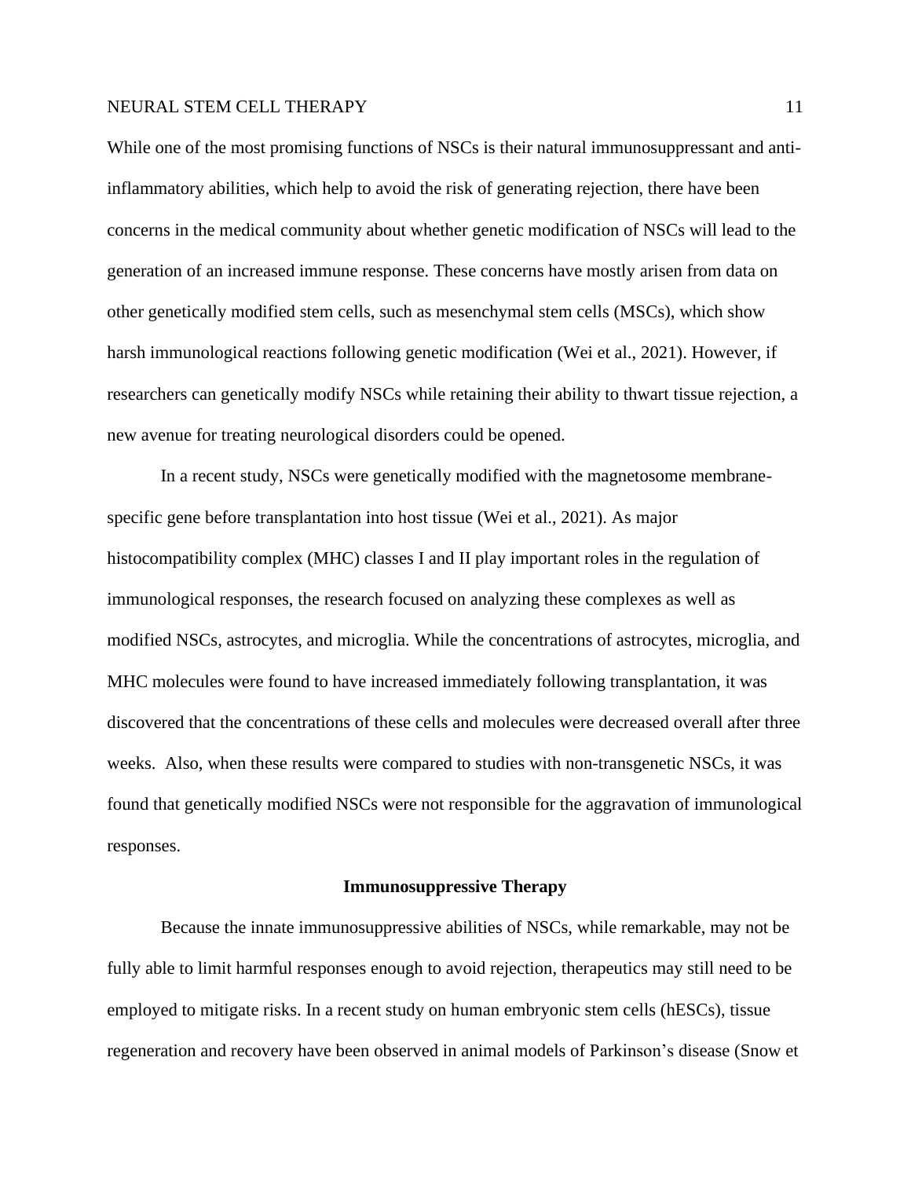While one of the most promising functions of NSCs is their natural immunosuppressant and anti-inflammatory abilities, which help to avoid the risk of generating rejection, there have been concerns in the medical community about whether genetic modification of NSCs will lead to the generation of an increased immune response. These concerns have mostly arisen from data on other genetically modified stem cells, such as mesenchymal stem cells (MSCs), which show harsh immunological reactions following genetic modification (Wei et al., 2021). However, if researchers can genetically modify NSCs while retaining their ability to thwart tissue rejection, a new avenue for treating neurological disorders could be opened.

In a recent study, NSCs were genetically modified with the magnetosome membrane-specific gene before transplantation into host tissue (Wei et al., 2021). As major histocompatibility complex (MHC) classes I and II play important roles in the regulation of immunological responses, the research focused on analyzing these complexes as well as modified NSCs, astrocytes, and microglia. While the concentrations of astrocytes, microglia, and MHC molecules were found to have increased immediately following transplantation, it was discovered that the concentrations of these cells and molecules were decreased overall after three weeks. Also, when these results were compared to studies with non-transgenetic NSCs, it was found that genetically modified NSCs were not responsible for the aggravation of immunological responses.

## Immunosuppressive Therapy

Because the innate immunosuppressive abilities of NSCs, while remarkable, may not be fully able to limit harmful responses enough to avoid rejection, therapeutics may still need to be employed to mitigate risks. In a recent study on human embryonic stem cells (hESCs), tissue regeneration and recovery have been observed in animal models of Parkinson's disease (Snow et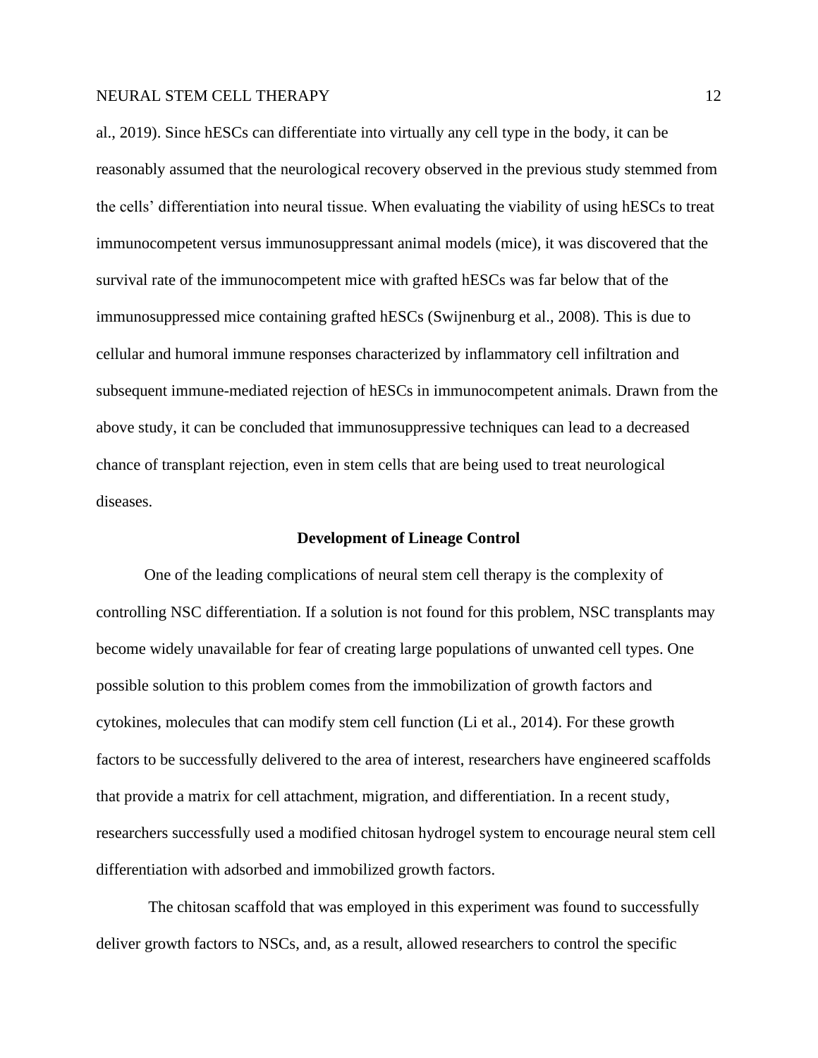al., 2019). Since hESCs can differentiate into virtually any cell type in the body, it can be reasonably assumed that the neurological recovery observed in the previous study stemmed from the cells' differentiation into neural tissue. When evaluating the viability of using hESCs to treat immunocompetent versus immunosuppressant animal models (mice), it was discovered that the survival rate of the immunocompetent mice with grafted hESCs was far below that of the immunosuppressed mice containing grafted hESCs (Swijnenburg et al., 2008). This is due to cellular and humoral immune responses characterized by inflammatory cell infiltration and subsequent immune-mediated rejection of hESCs in immunocompetent animals. Drawn from the above study, it can be concluded that immunosuppressive techniques can lead to a decreased chance of transplant rejection, even in stem cells that are being used to treat neurological diseases.

## Development of Lineage Control

One of the leading complications of neural stem cell therapy is the complexity of controlling NSC differentiation. If a solution is not found for this problem, NSC transplants may become widely unavailable for fear of creating large populations of unwanted cell types. One possible solution to this problem comes from the immobilization of growth factors and cytokines, molecules that can modify stem cell function (Li et al., 2014). For these growth factors to be successfully delivered to the area of interest, researchers have engineered scaffolds that provide a matrix for cell attachment, migration, and differentiation. In a recent study, researchers successfully used a modified chitosan hydrogel system to encourage neural stem cell differentiation with adsorbed and immobilized growth factors.

The chitosan scaffold that was employed in this experiment was found to successfully deliver growth factors to NSCs, and, as a result, allowed researchers to control the specific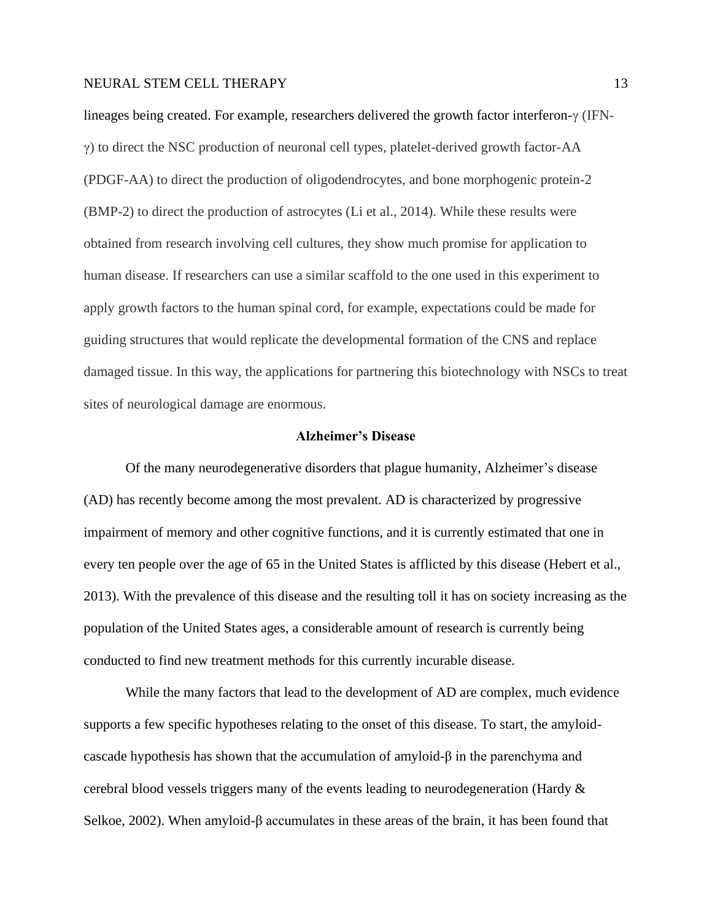lineages being created. For example, researchers delivered the growth factor interferon-γ (IFN-γ) to direct the NSC production of neuronal cell types, platelet-derived growth factor-AA (PDGF-AA) to direct the production of oligodendrocytes, and bone morphogenic protein-2 (BMP-2) to direct the production of astrocytes (Li et al., 2014). While these results were obtained from research involving cell cultures, they show much promise for application to human disease. If researchers can use a similar scaffold to the one used in this experiment to apply growth factors to the human spinal cord, for example, expectations could be made for guiding structures that would replicate the developmental formation of the CNS and replace damaged tissue. In this way, the applications for partnering this biotechnology with NSCs to treat sites of neurological damage are enormous.

## Alzheimer's Disease

Of the many neurodegenerative disorders that plague humanity, Alzheimer's disease (AD) has recently become among the most prevalent. AD is characterized by progressive impairment of memory and other cognitive functions, and it is currently estimated that one in every ten people over the age of 65 in the United States is afflicted by this disease (Hebert et al., 2013). With the prevalence of this disease and the resulting toll it has on society increasing as the population of the United States ages, a considerable amount of research is currently being conducted to find new treatment methods for this currently incurable disease.

While the many factors that lead to the development of AD are complex, much evidence supports a few specific hypotheses relating to the onset of this disease. To start, the amyloid-cascade hypothesis has shown that the accumulation of amyloid-β in the parenchyma and cerebral blood vessels triggers many of the events leading to neurodegeneration (Hardy & Selkoe, 2002). When amyloid-β accumulates in these areas of the brain, it has been found that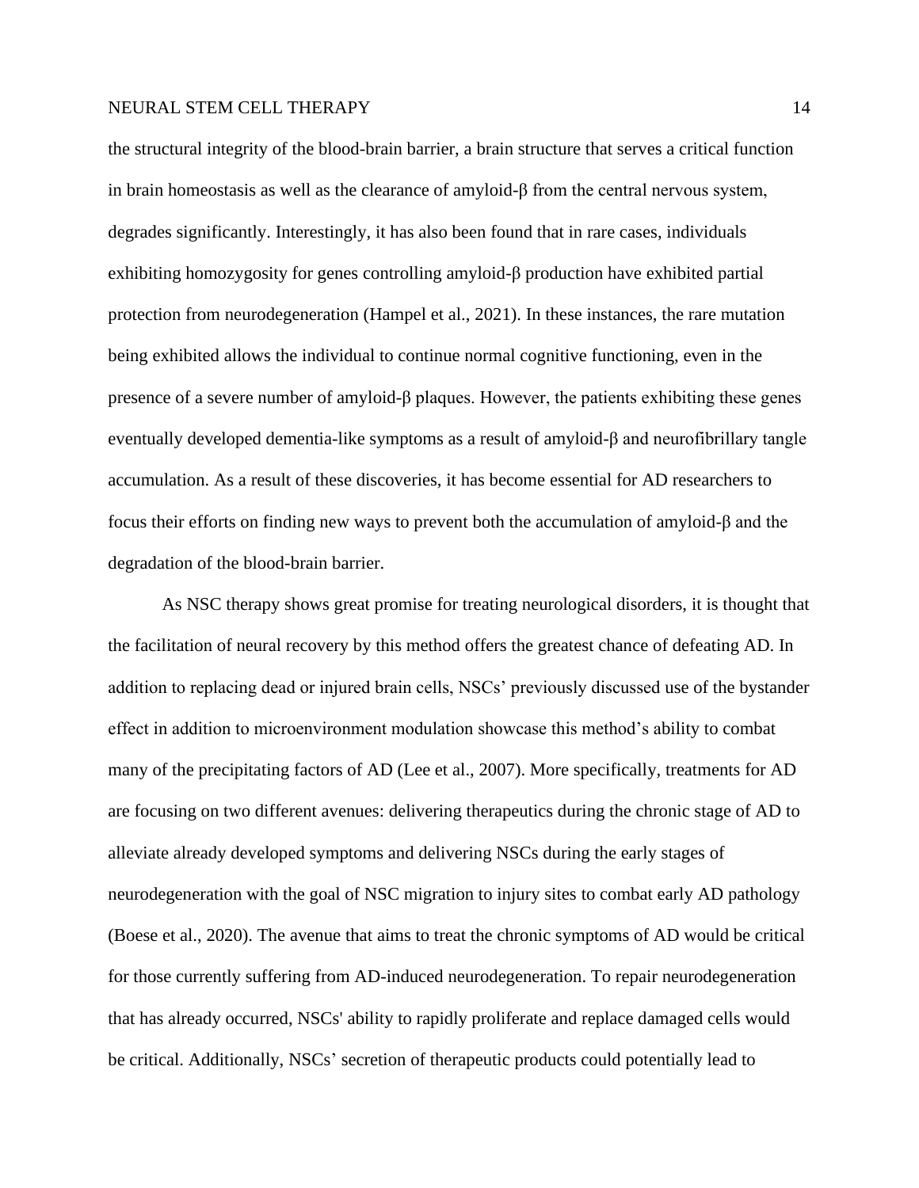the structural integrity of the blood-brain barrier, a brain structure that serves a critical function in brain homeostasis as well as the clearance of amyloid-β from the central nervous system, degrades significantly. Interestingly, it has also been found that in rare cases, individuals exhibiting homozygosity for genes controlling amyloid-β production have exhibited partial protection from neurodegeneration (Hampel et al., 2021). In these instances, the rare mutation being exhibited allows the individual to continue normal cognitive functioning, even in the presence of a severe number of amyloid-β plaques. However, the patients exhibiting these genes eventually developed dementia-like symptoms as a result of amyloid-β and neurofibrillary tangle accumulation. As a result of these discoveries, it has become essential for AD researchers to focus their efforts on finding new ways to prevent both the accumulation of amyloid-β and the degradation of the blood-brain barrier.

As NSC therapy shows great promise for treating neurological disorders, it is thought that the facilitation of neural recovery by this method offers the greatest chance of defeating AD. In addition to replacing dead or injured brain cells, NSCs' previously discussed use of the bystander effect in addition to microenvironment modulation showcase this method's ability to combat many of the precipitating factors of AD (Lee et al., 2007). More specifically, treatments for AD are focusing on two different avenues: delivering therapeutics during the chronic stage of AD to alleviate already developed symptoms and delivering NSCs during the early stages of neurodegeneration with the goal of NSC migration to injury sites to combat early AD pathology (Boese et al., 2020). The avenue that aims to treat the chronic symptoms of AD would be critical for those currently suffering from AD-induced neurodegeneration. To repair neurodegeneration that has already occurred, NSCs' ability to rapidly proliferate and replace damaged cells would be critical. Additionally, NSCs' secretion of therapeutic products could potentially lead to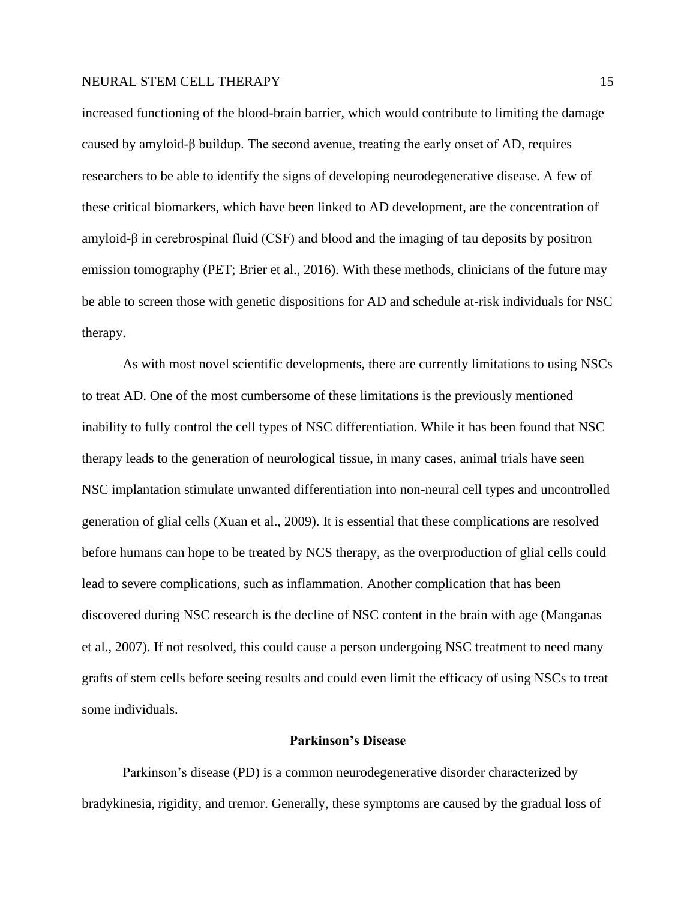increased functioning of the blood-brain barrier, which would contribute to limiting the damage caused by amyloid-β buildup. The second avenue, treating the early onset of AD, requires researchers to be able to identify the signs of developing neurodegenerative disease. A few of these critical biomarkers, which have been linked to AD development, are the concentration of amyloid-β in cerebrospinal fluid (CSF) and blood and the imaging of tau deposits by positron emission tomography (PET; Brier et al., 2016). With these methods, clinicians of the future may be able to screen those with genetic dispositions for AD and schedule at-risk individuals for NSC therapy.

As with most novel scientific developments, there are currently limitations to using NSCs to treat AD. One of the most cumbersome of these limitations is the previously mentioned inability to fully control the cell types of NSC differentiation. While it has been found that NSC therapy leads to the generation of neurological tissue, in many cases, animal trials have seen NSC implantation stimulate unwanted differentiation into non-neural cell types and uncontrolled generation of glial cells (Xuan et al., 2009). It is essential that these complications are resolved before humans can hope to be treated by NCS therapy, as the overproduction of glial cells could lead to severe complications, such as inflammation. Another complication that has been discovered during NSC research is the decline of NSC content in the brain with age (Manganas et al., 2007). If not resolved, this could cause a person undergoing NSC treatment to need many grafts of stem cells before seeing results and could even limit the efficacy of using NSCs to treat some individuals.

## Parkinson's Disease

Parkinson's disease (PD) is a common neurodegenerative disorder characterized by bradykinesia, rigidity, and tremor. Generally, these symptoms are caused by the gradual loss of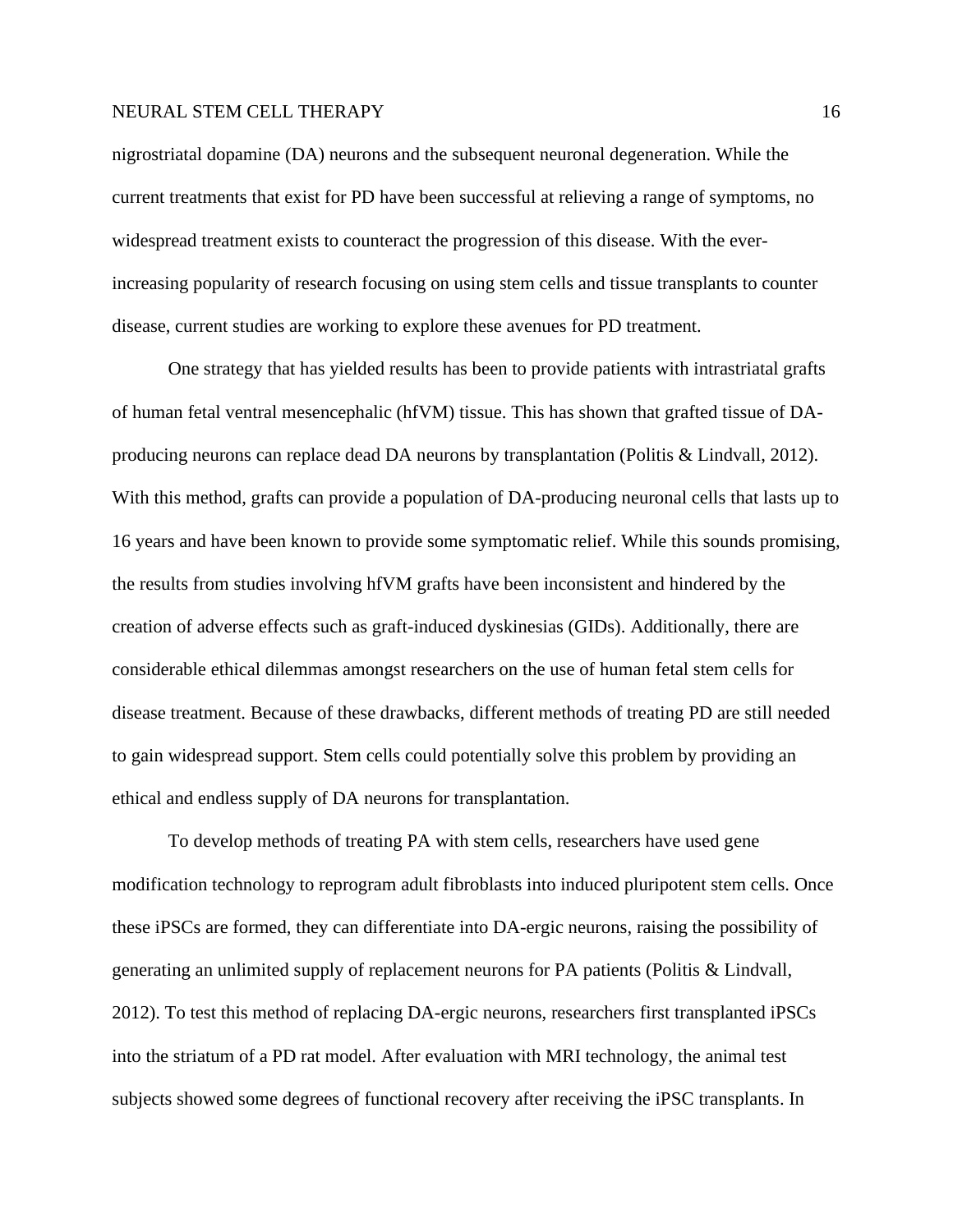nigrostriatal dopamine (DA) neurons and the subsequent neuronal degeneration. While the current treatments that exist for PD have been successful at relieving a range of symptoms, no widespread treatment exists to counteract the progression of this disease. With the ever-increasing popularity of research focusing on using stem cells and tissue transplants to counter disease, current studies are working to explore these avenues for PD treatment.

One strategy that has yielded results has been to provide patients with intrastriatal grafts of human fetal ventral mesencephalic (hfVM) tissue. This has shown that grafted tissue of DA-producing neurons can replace dead DA neurons by transplantation (Politis & Lindvall, 2012). With this method, grafts can provide a population of DA-producing neuronal cells that lasts up to 16 years and have been known to provide some symptomatic relief. While this sounds promising, the results from studies involving hfVM grafts have been inconsistent and hindered by the creation of adverse effects such as graft-induced dyskinesias (GIDs). Additionally, there are considerable ethical dilemmas amongst researchers on the use of human fetal stem cells for disease treatment. Because of these drawbacks, different methods of treating PD are still needed to gain widespread support. Stem cells could potentially solve this problem by providing an ethical and endless supply of DA neurons for transplantation.

To develop methods of treating PA with stem cells, researchers have used gene modification technology to reprogram adult fibroblasts into induced pluripotent stem cells. Once these iPSCs are formed, they can differentiate into DA-ergic neurons, raising the possibility of generating an unlimited supply of replacement neurons for PA patients (Politis & Lindvall, 2012). To test this method of replacing DA-ergic neurons, researchers first transplanted iPSCs into the striatum of a PD rat model. After evaluation with MRI technology, the animal test subjects showed some degrees of functional recovery after receiving the iPSC transplants. In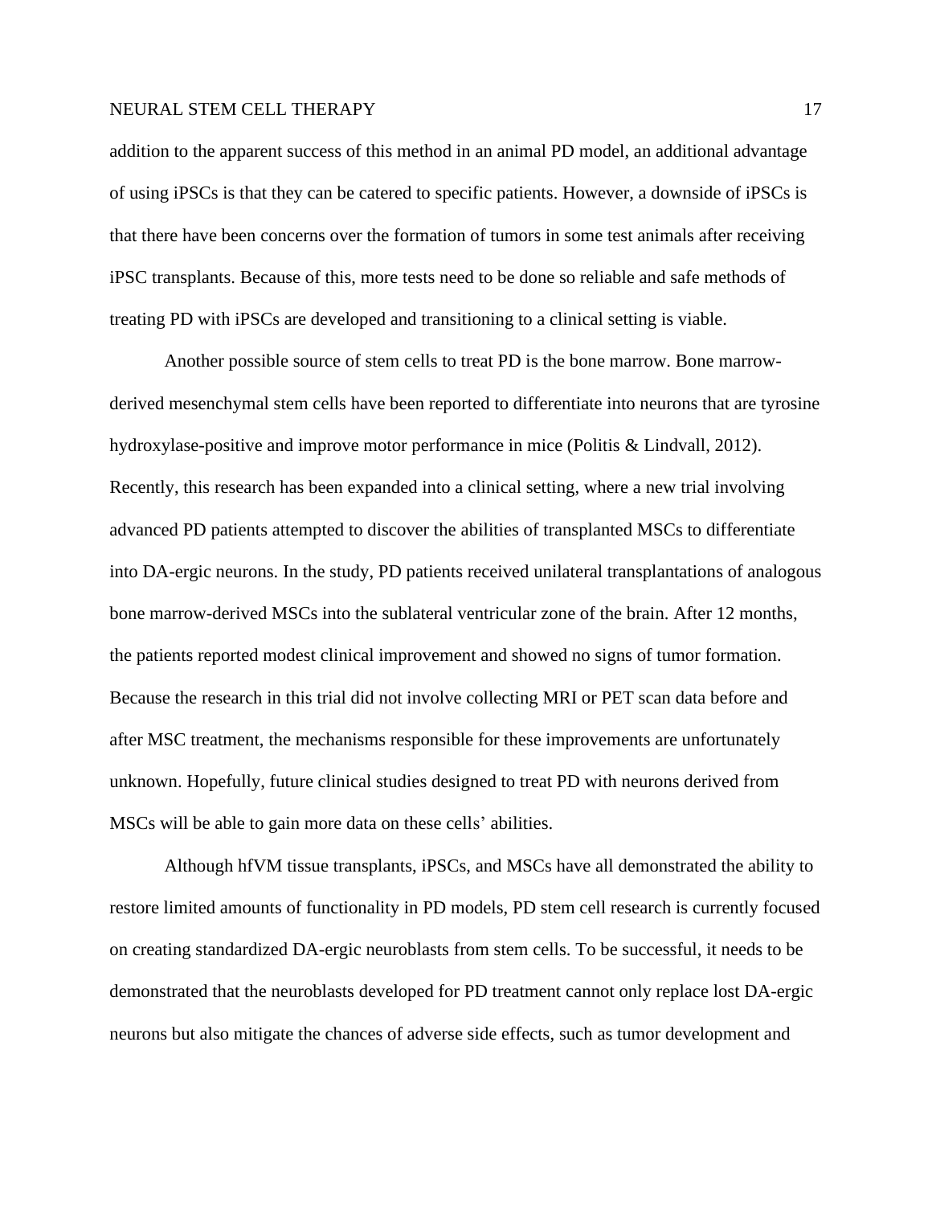addition to the apparent success of this method in an animal PD model, an additional advantage of using iPSCs is that they can be catered to specific patients. However, a downside of iPSCs is that there have been concerns over the formation of tumors in some test animals after receiving iPSC transplants. Because of this, more tests need to be done so reliable and safe methods of treating PD with iPSCs are developed and transitioning to a clinical setting is viable.

Another possible source of stem cells to treat PD is the bone marrow. Bone marrow-derived mesenchymal stem cells have been reported to differentiate into neurons that are tyrosine hydroxylase-positive and improve motor performance in mice (Politis & Lindvall, 2012). Recently, this research has been expanded into a clinical setting, where a new trial involving advanced PD patients attempted to discover the abilities of transplanted MSCs to differentiate into DA-ergic neurons. In the study, PD patients received unilateral transplantations of analogous bone marrow-derived MSCs into the sublateral ventricular zone of the brain. After 12 months, the patients reported modest clinical improvement and showed no signs of tumor formation. Because the research in this trial did not involve collecting MRI or PET scan data before and after MSC treatment, the mechanisms responsible for these improvements are unfortunately unknown. Hopefully, future clinical studies designed to treat PD with neurons derived from MSCs will be able to gain more data on these cells' abilities.

Although hfVM tissue transplants, iPSCs, and MSCs have all demonstrated the ability to restore limited amounts of functionality in PD models, PD stem cell research is currently focused on creating standardized DA-ergic neuroblasts from stem cells. To be successful, it needs to be demonstrated that the neuroblasts developed for PD treatment cannot only replace lost DA-ergic neurons but also mitigate the chances of adverse side effects, such as tumor development and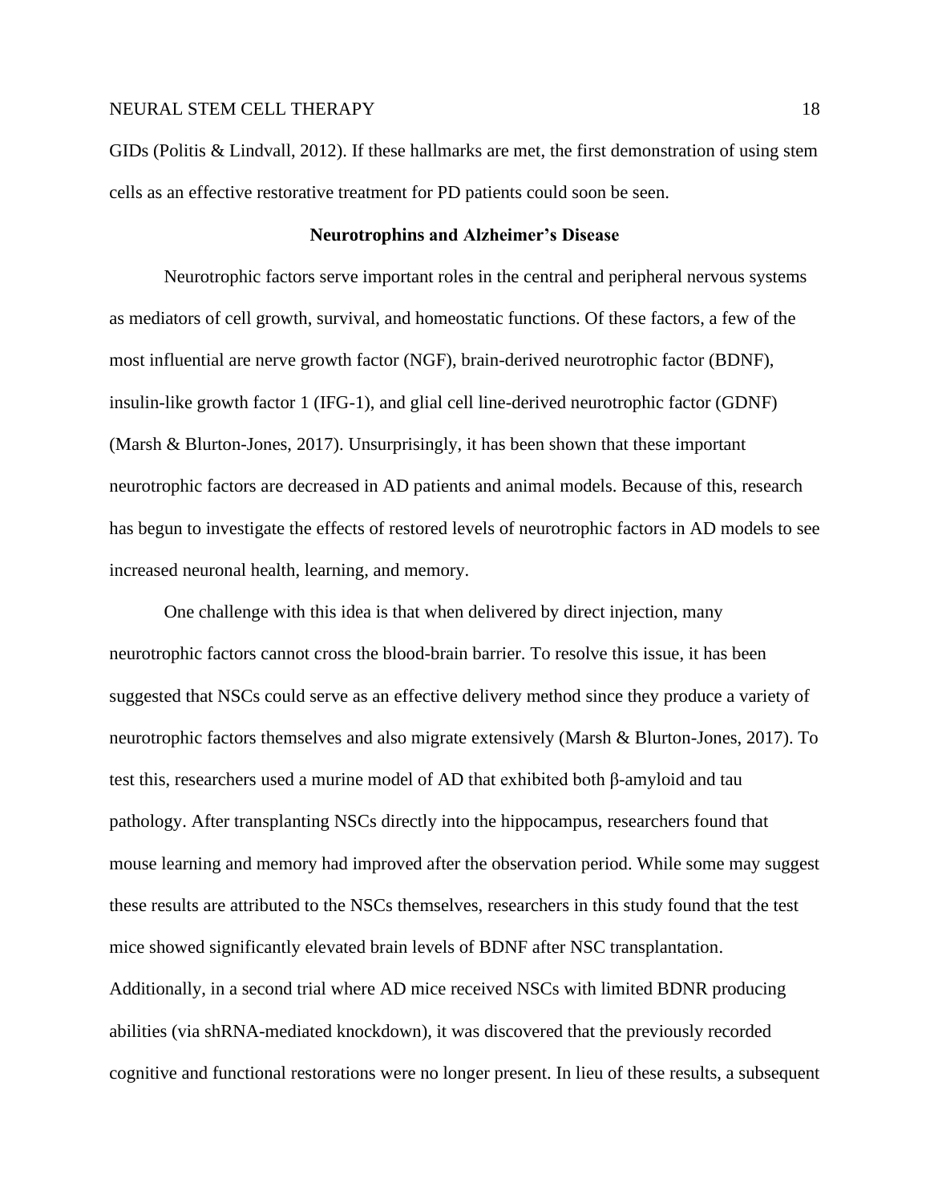GIDs (Politis & Lindvall, 2012). If these hallmarks are met, the first demonstration of using stem cells as an effective restorative treatment for PD patients could soon be seen.

## Neurotrophins and Alzheimer's Disease

Neurotrophic factors serve important roles in the central and peripheral nervous systems as mediators of cell growth, survival, and homeostatic functions. Of these factors, a few of the most influential are nerve growth factor (NGF), brain-derived neurotrophic factor (BDNF), insulin-like growth factor 1 (IFG-1), and glial cell line-derived neurotrophic factor (GDNF) (Marsh & Blurton-Jones, 2017). Unsurprisingly, it has been shown that these important neurotrophic factors are decreased in AD patients and animal models. Because of this, research has begun to investigate the effects of restored levels of neurotrophic factors in AD models to see increased neuronal health, learning, and memory.

One challenge with this idea is that when delivered by direct injection, many neurotrophic factors cannot cross the blood-brain barrier. To resolve this issue, it has been suggested that NSCs could serve as an effective delivery method since they produce a variety of neurotrophic factors themselves and also migrate extensively (Marsh & Blurton-Jones, 2017). To test this, researchers used a murine model of AD that exhibited both β-amyloid and tau pathology. After transplanting NSCs directly into the hippocampus, researchers found that mouse learning and memory had improved after the observation period. While some may suggest these results are attributed to the NSCs themselves, researchers in this study found that the test mice showed significantly elevated brain levels of BDNF after NSC transplantation. Additionally, in a second trial where AD mice received NSCs with limited BDNR producing abilities (via shRNA-mediated knockdown), it was discovered that the previously recorded cognitive and functional restorations were no longer present. In lieu of these results, a subsequent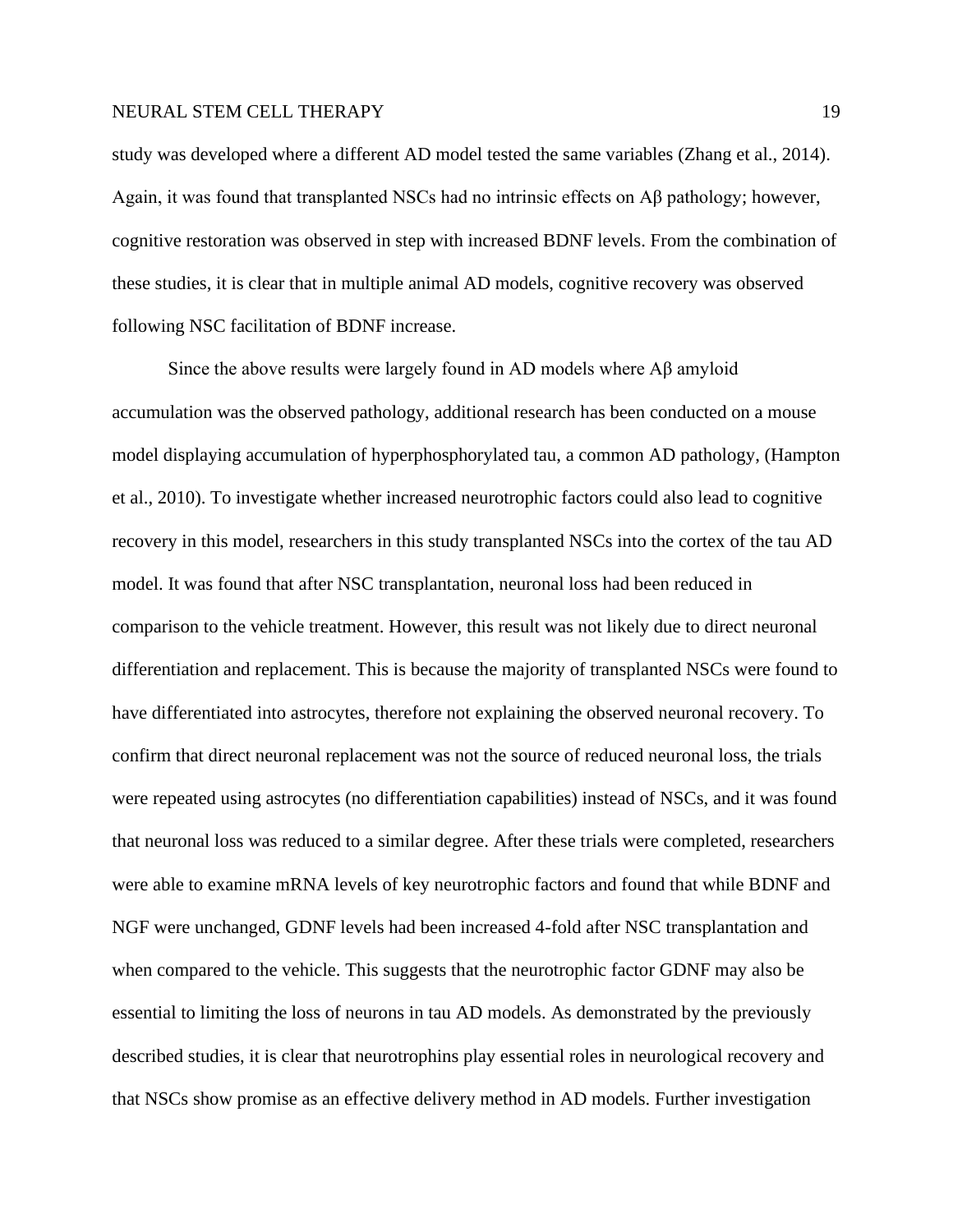study was developed where a different AD model tested the same variables (Zhang et al., 2014). Again, it was found that transplanted NSCs had no intrinsic effects on Aβ pathology; however, cognitive restoration was observed in step with increased BDNF levels. From the combination of these studies, it is clear that in multiple animal AD models, cognitive recovery was observed following NSC facilitation of BDNF increase.

Since the above results were largely found in AD models where Aβ amyloid accumulation was the observed pathology, additional research has been conducted on a mouse model displaying accumulation of hyperphosphorylated tau, a common AD pathology, (Hampton et al., 2010). To investigate whether increased neurotrophic factors could also lead to cognitive recovery in this model, researchers in this study transplanted NSCs into the cortex of the tau AD model. It was found that after NSC transplantation, neuronal loss had been reduced in comparison to the vehicle treatment. However, this result was not likely due to direct neuronal differentiation and replacement. This is because the majority of transplanted NSCs were found to have differentiated into astrocytes, therefore not explaining the observed neuronal recovery. To confirm that direct neuronal replacement was not the source of reduced neuronal loss, the trials were repeated using astrocytes (no differentiation capabilities) instead of NSCs, and it was found that neuronal loss was reduced to a similar degree. After these trials were completed, researchers were able to examine mRNA levels of key neurotrophic factors and found that while BDNF and NGF were unchanged, GDNF levels had been increased 4-fold after NSC transplantation and when compared to the vehicle. This suggests that the neurotrophic factor GDNF may also be essential to limiting the loss of neurons in tau AD models. As demonstrated by the previously described studies, it is clear that neurotrophins play essential roles in neurological recovery and that NSCs show promise as an effective delivery method in AD models. Further investigation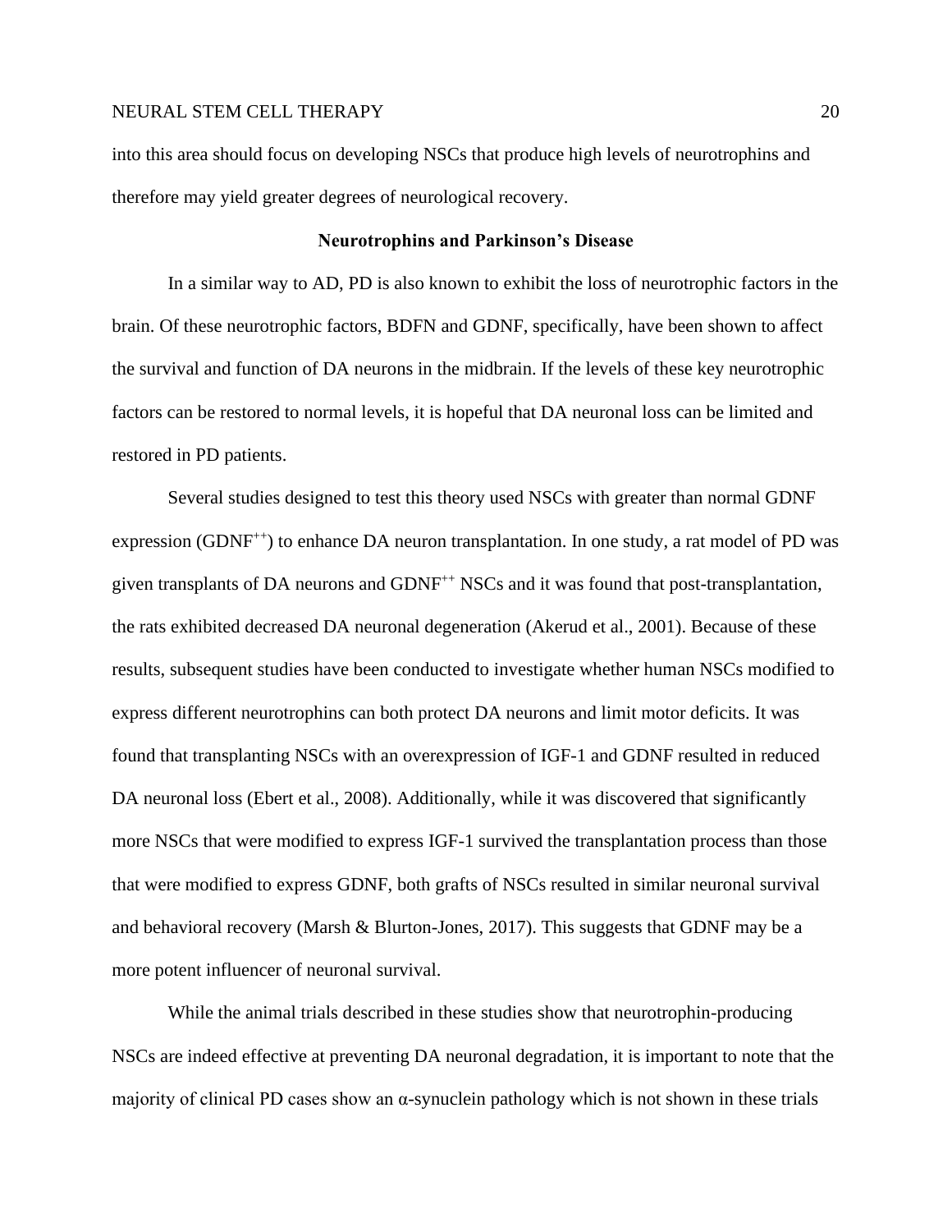into this area should focus on developing NSCs that produce high levels of neurotrophins and therefore may yield greater degrees of neurological recovery.

## Neurotrophins and Parkinson's Disease

In a similar way to AD, PD is also known to exhibit the loss of neurotrophic factors in the brain. Of these neurotrophic factors, BDFN and GDNF, specifically, have been shown to affect the survival and function of DA neurons in the midbrain. If the levels of these key neurotrophic factors can be restored to normal levels, it is hopeful that DA neuronal loss can be limited and restored in PD patients.

Several studies designed to test this theory used NSCs with greater than normal GDNF expression ($GDNF^{++}$) to enhance DA neuron transplantation. In one study, a rat model of PD was given transplants of DA neurons and $GDNF^{++}$ NSCs and it was found that post-transplantation, the rats exhibited decreased DA neuronal degeneration (Akerud et al., 2001). Because of these results, subsequent studies have been conducted to investigate whether human NSCs modified to express different neurotrophins can both protect DA neurons and limit motor deficits. It was found that transplanting NSCs with an overexpression of IGF-1 and GDNF resulted in reduced DA neuronal loss (Ebert et al., 2008). Additionally, while it was discovered that significantly more NSCs that were modified to express IGF-1 survived the transplantation process than those that were modified to express GDNF, both grafts of NSCs resulted in similar neuronal survival and behavioral recovery (Marsh & Blurton-Jones, 2017). This suggests that GDNF may be a more potent influencer of neuronal survival.

While the animal trials described in these studies show that neurotrophin-producing NSCs are indeed effective at preventing DA neuronal degradation, it is important to note that the majority of clinical PD cases show an α-synuclein pathology which is not shown in these trials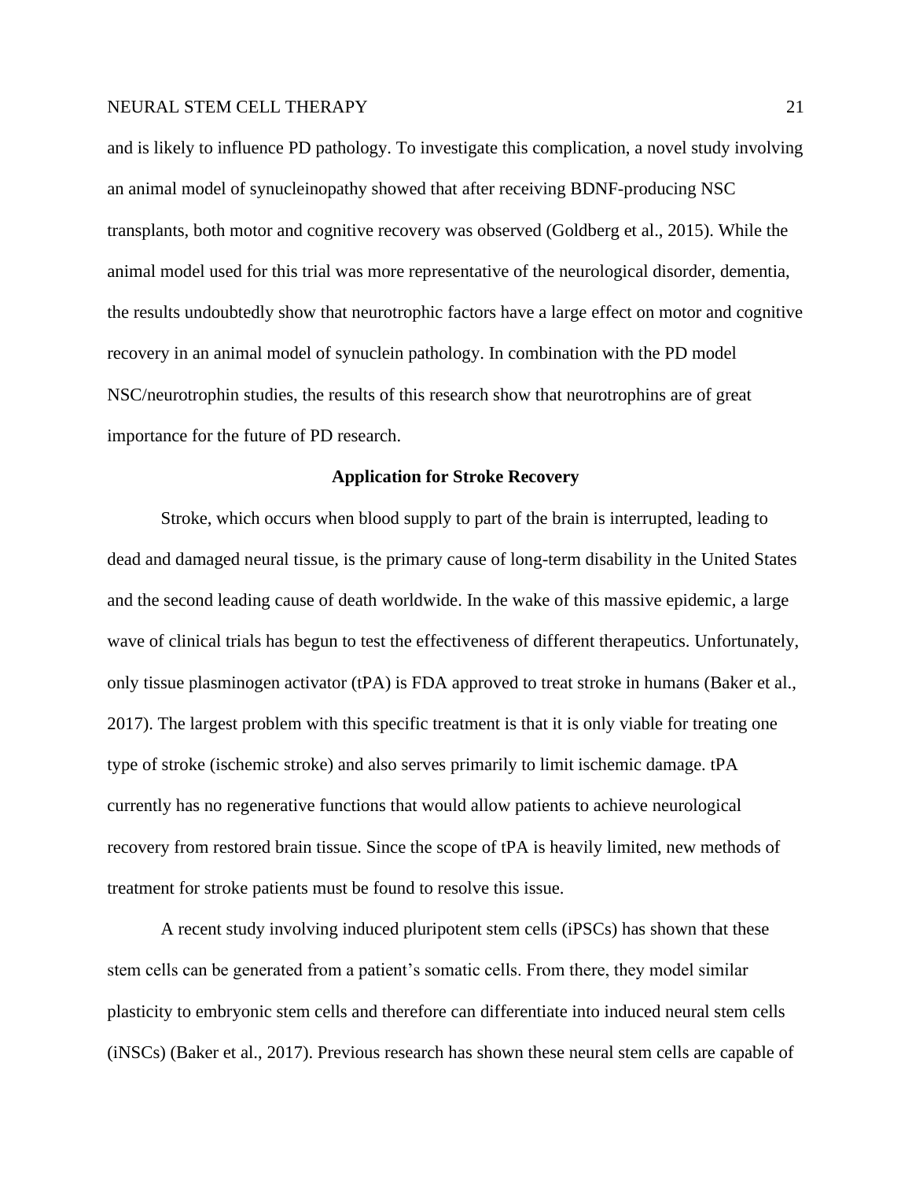and is likely to influence PD pathology. To investigate this complication, a novel study involving an animal model of synucleinopathy showed that after receiving BDNF-producing NSC transplants, both motor and cognitive recovery was observed (Goldberg et al., 2015). While the animal model used for this trial was more representative of the neurological disorder, dementia, the results undoubtedly show that neurotrophic factors have a large effect on motor and cognitive recovery in an animal model of synuclein pathology. In combination with the PD model NSC/neurotrophin studies, the results of this research show that neurotrophins are of great importance for the future of PD research.

## Application for Stroke Recovery

Stroke, which occurs when blood supply to part of the brain is interrupted, leading to dead and damaged neural tissue, is the primary cause of long-term disability in the United States and the second leading cause of death worldwide. In the wake of this massive epidemic, a large wave of clinical trials has begun to test the effectiveness of different therapeutics. Unfortunately, only tissue plasminogen activator (tPA) is FDA approved to treat stroke in humans (Baker et al., 2017). The largest problem with this specific treatment is that it is only viable for treating one type of stroke (ischemic stroke) and also serves primarily to limit ischemic damage. tPA currently has no regenerative functions that would allow patients to achieve neurological recovery from restored brain tissue. Since the scope of tPA is heavily limited, new methods of treatment for stroke patients must be found to resolve this issue.

A recent study involving induced pluripotent stem cells (iPSCs) has shown that these stem cells can be generated from a patient's somatic cells. From there, they model similar plasticity to embryonic stem cells and therefore can differentiate into induced neural stem cells (iNSCs) (Baker et al., 2017). Previous research has shown these neural stem cells are capable of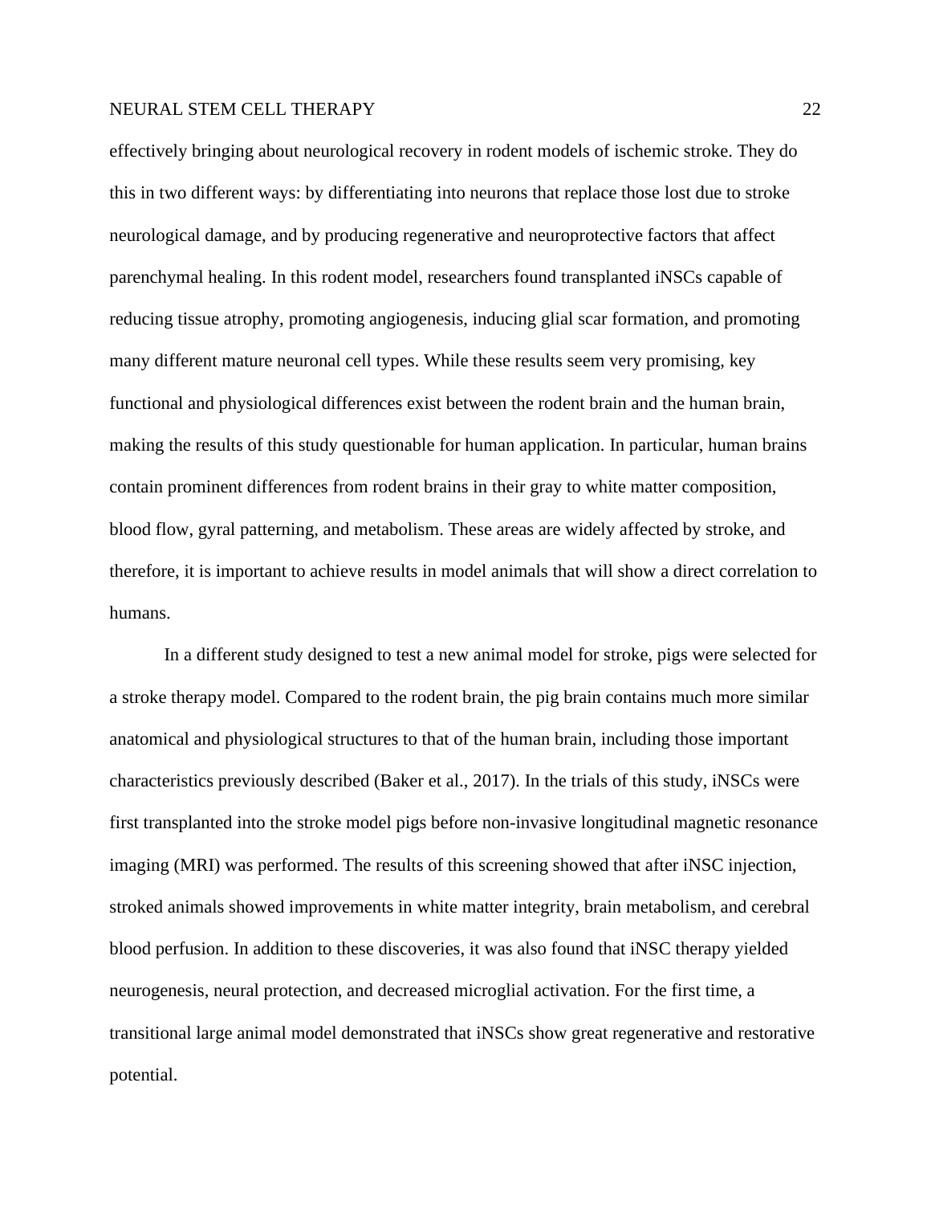effectively bringing about neurological recovery in rodent models of ischemic stroke. They do this in two different ways: by differentiating into neurons that replace those lost due to stroke neurological damage, and by producing regenerative and neuroprotective factors that affect parenchymal healing. In this rodent model, researchers found transplanted iNSCs capable of reducing tissue atrophy, promoting angiogenesis, inducing glial scar formation, and promoting many different mature neuronal cell types. While these results seem very promising, key functional and physiological differences exist between the rodent brain and the human brain, making the results of this study questionable for human application. In particular, human brains contain prominent differences from rodent brains in their gray to white matter composition, blood flow, gyral patterning, and metabolism. These areas are widely affected by stroke, and therefore, it is important to achieve results in model animals that will show a direct correlation to humans.

In a different study designed to test a new animal model for stroke, pigs were selected for a stroke therapy model. Compared to the rodent brain, the pig brain contains much more similar anatomical and physiological structures to that of the human brain, including those important characteristics previously described (Baker et al., 2017). In the trials of this study, iNSCs were first transplanted into the stroke model pigs before non-invasive longitudinal magnetic resonance imaging (MRI) was performed. The results of this screening showed that after iNSC injection, stroked animals showed improvements in white matter integrity, brain metabolism, and cerebral blood perfusion. In addition to these discoveries, it was also found that iNSC therapy yielded neurogenesis, neural protection, and decreased microglial activation. For the first time, a transitional large animal model demonstrated that iNSCs show great regenerative and restorative potential.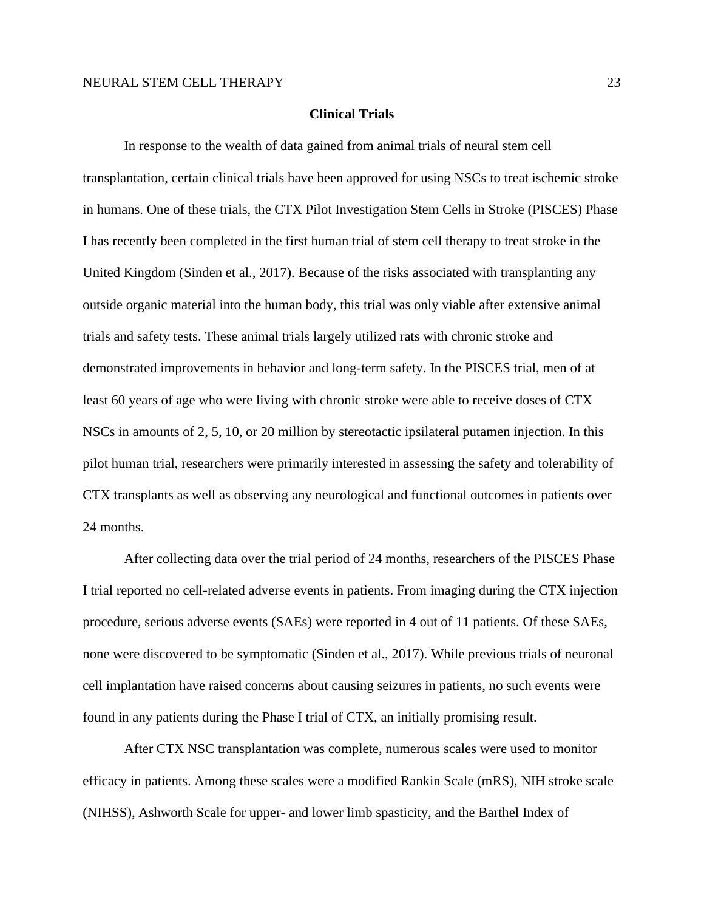## Clinical Trials

In response to the wealth of data gained from animal trials of neural stem cell transplantation, certain clinical trials have been approved for using NSCs to treat ischemic stroke in humans. One of these trials, the CTX Pilot Investigation Stem Cells in Stroke (PISCES) Phase I has recently been completed in the first human trial of stem cell therapy to treat stroke in the United Kingdom (Sinden et al., 2017). Because of the risks associated with transplanting any outside organic material into the human body, this trial was only viable after extensive animal trials and safety tests. These animal trials largely utilized rats with chronic stroke and demonstrated improvements in behavior and long-term safety. In the PISCES trial, men of at least 60 years of age who were living with chronic stroke were able to receive doses of CTX NSCs in amounts of 2, 5, 10, or 20 million by stereotactic ipsilateral putamen injection. In this pilot human trial, researchers were primarily interested in assessing the safety and tolerability of CTX transplants as well as observing any neurological and functional outcomes in patients over 24 months.

After collecting data over the trial period of 24 months, researchers of the PISCES Phase I trial reported no cell-related adverse events in patients. From imaging during the CTX injection procedure, serious adverse events (SAEs) were reported in 4 out of 11 patients. Of these SAEs, none were discovered to be symptomatic (Sinden et al., 2017). While previous trials of neuronal cell implantation have raised concerns about causing seizures in patients, no such events were found in any patients during the Phase I trial of CTX, an initially promising result.

After CTX NSC transplantation was complete, numerous scales were used to monitor efficacy in patients. Among these scales were a modified Rankin Scale (mRS), NIH stroke scale (NIHSS), Ashworth Scale for upper- and lower limb spasticity, and the Barthel Index of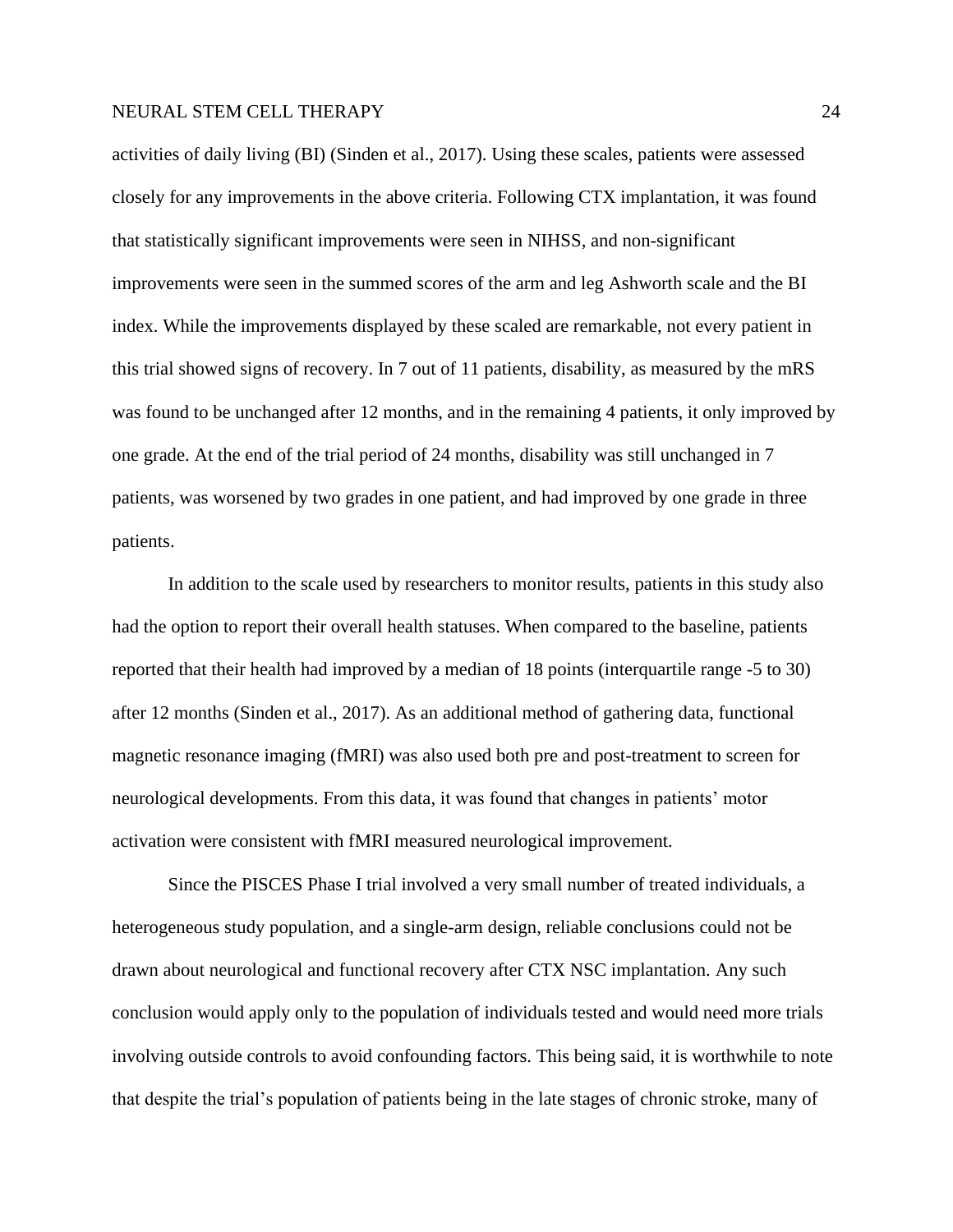activities of daily living (BI) (Sinden et al., 2017). Using these scales, patients were assessed closely for any improvements in the above criteria. Following CTX implantation, it was found that statistically significant improvements were seen in NIHSS, and non-significant improvements were seen in the summed scores of the arm and leg Ashworth scale and the BI index. While the improvements displayed by these scaled are remarkable, not every patient in this trial showed signs of recovery. In 7 out of 11 patients, disability, as measured by the mRS was found to be unchanged after 12 months, and in the remaining 4 patients, it only improved by one grade. At the end of the trial period of 24 months, disability was still unchanged in 7 patients, was worsened by two grades in one patient, and had improved by one grade in three patients.

In addition to the scale used by researchers to monitor results, patients in this study also had the option to report their overall health statuses. When compared to the baseline, patients reported that their health had improved by a median of 18 points (interquartile range -5 to 30) after 12 months (Sinden et al., 2017). As an additional method of gathering data, functional magnetic resonance imaging (fMRI) was also used both pre and post-treatment to screen for neurological developments. From this data, it was found that changes in patients' motor activation were consistent with fMRI measured neurological improvement.

Since the PISCES Phase I trial involved a very small number of treated individuals, a heterogeneous study population, and a single-arm design, reliable conclusions could not be drawn about neurological and functional recovery after CTX NSC implantation. Any such conclusion would apply only to the population of individuals tested and would need more trials involving outside controls to avoid confounding factors. This being said, it is worthwhile to note that despite the trial's population of patients being in the late stages of chronic stroke, many of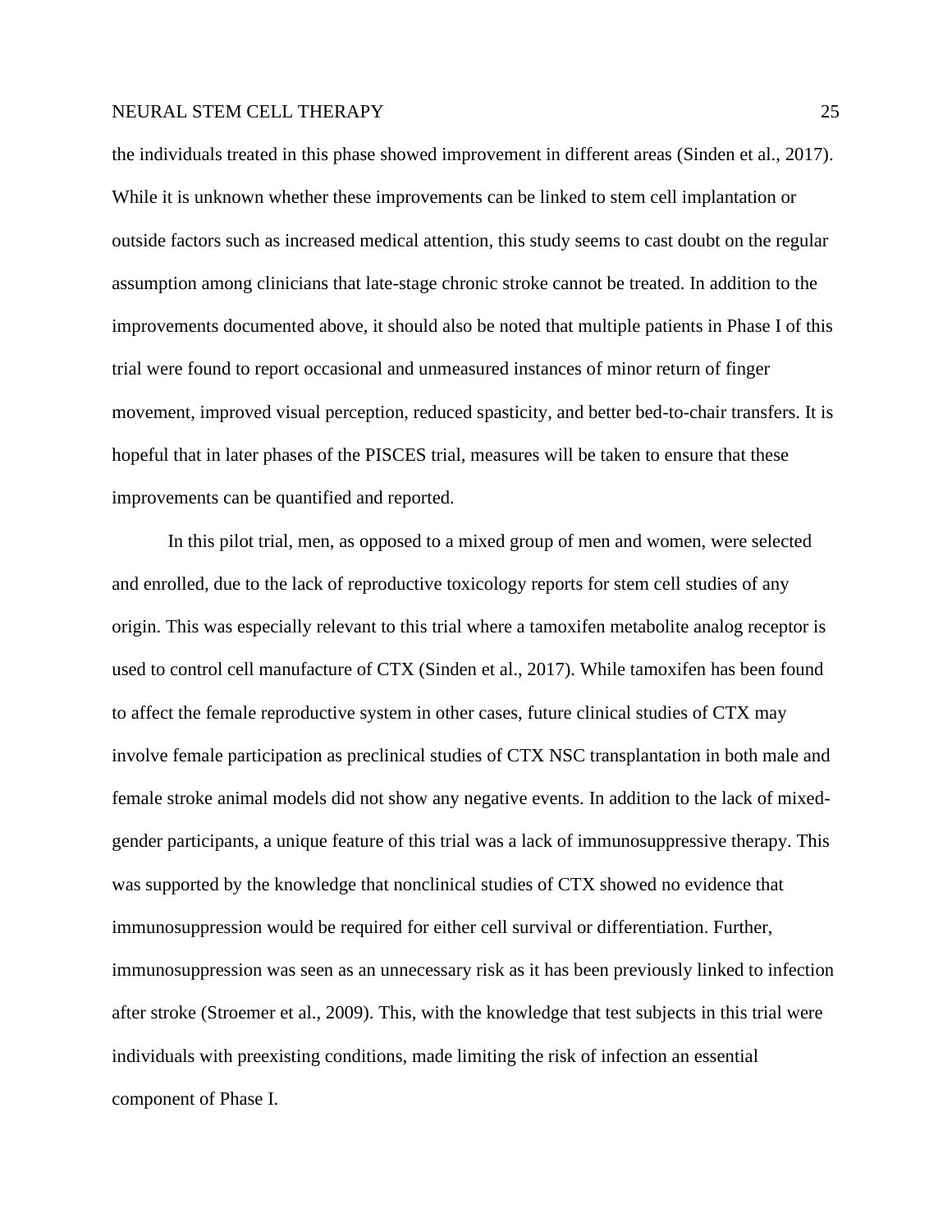the individuals treated in this phase showed improvement in different areas (Sinden et al., 2017). While it is unknown whether these improvements can be linked to stem cell implantation or outside factors such as increased medical attention, this study seems to cast doubt on the regular assumption among clinicians that late-stage chronic stroke cannot be treated. In addition to the improvements documented above, it should also be noted that multiple patients in Phase I of this trial were found to report occasional and unmeasured instances of minor return of finger movement, improved visual perception, reduced spasticity, and better bed-to-chair transfers. It is hopeful that in later phases of the PISCES trial, measures will be taken to ensure that these improvements can be quantified and reported.

In this pilot trial, men, as opposed to a mixed group of men and women, were selected and enrolled, due to the lack of reproductive toxicology reports for stem cell studies of any origin. This was especially relevant to this trial where a tamoxifen metabolite analog receptor is used to control cell manufacture of CTX (Sinden et al., 2017). While tamoxifen has been found to affect the female reproductive system in other cases, future clinical studies of CTX may involve female participation as preclinical studies of CTX NSC transplantation in both male and female stroke animal models did not show any negative events. In addition to the lack of mixed-gender participants, a unique feature of this trial was a lack of immunosuppressive therapy. This was supported by the knowledge that nonclinical studies of CTX showed no evidence that immunosuppression would be required for either cell survival or differentiation. Further, immunosuppression was seen as an unnecessary risk as it has been previously linked to infection after stroke (Stroemer et al., 2009). This, with the knowledge that test subjects in this trial were individuals with preexisting conditions, made limiting the risk of infection an essential component of Phase I.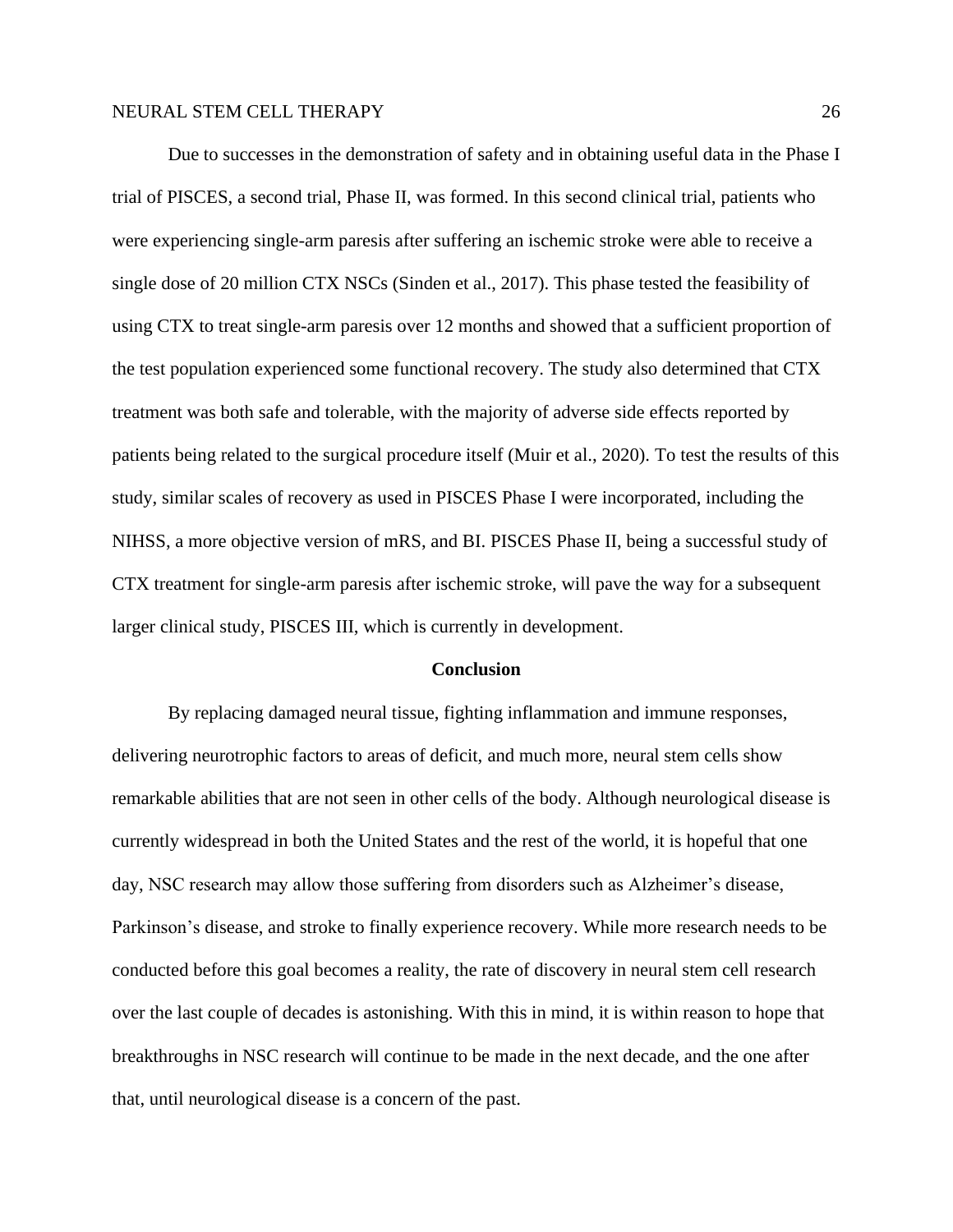Due to successes in the demonstration of safety and in obtaining useful data in the Phase I trial of PISCES, a second trial, Phase II, was formed. In this second clinical trial, patients who were experiencing single-arm paresis after suffering an ischemic stroke were able to receive a single dose of 20 million CTX NSCs (Sinden et al., 2017). This phase tested the feasibility of using CTX to treat single-arm paresis over 12 months and showed that a sufficient proportion of the test population experienced some functional recovery. The study also determined that CTX treatment was both safe and tolerable, with the majority of adverse side effects reported by patients being related to the surgical procedure itself (Muir et al., 2020). To test the results of this study, similar scales of recovery as used in PISCES Phase I were incorporated, including the NIHSS, a more objective version of mRS, and BI. PISCES Phase II, being a successful study of CTX treatment for single-arm paresis after ischemic stroke, will pave the way for a subsequent larger clinical study, PISCES III, which is currently in development.

## Conclusion

By replacing damaged neural tissue, fighting inflammation and immune responses, delivering neurotrophic factors to areas of deficit, and much more, neural stem cells show remarkable abilities that are not seen in other cells of the body. Although neurological disease is currently widespread in both the United States and the rest of the world, it is hopeful that one day, NSC research may allow those suffering from disorders such as Alzheimer's disease, Parkinson's disease, and stroke to finally experience recovery. While more research needs to be conducted before this goal becomes a reality, the rate of discovery in neural stem cell research over the last couple of decades is astonishing. With this in mind, it is within reason to hope that breakthroughs in NSC research will continue to be made in the next decade, and the one after that, until neurological disease is a concern of the past.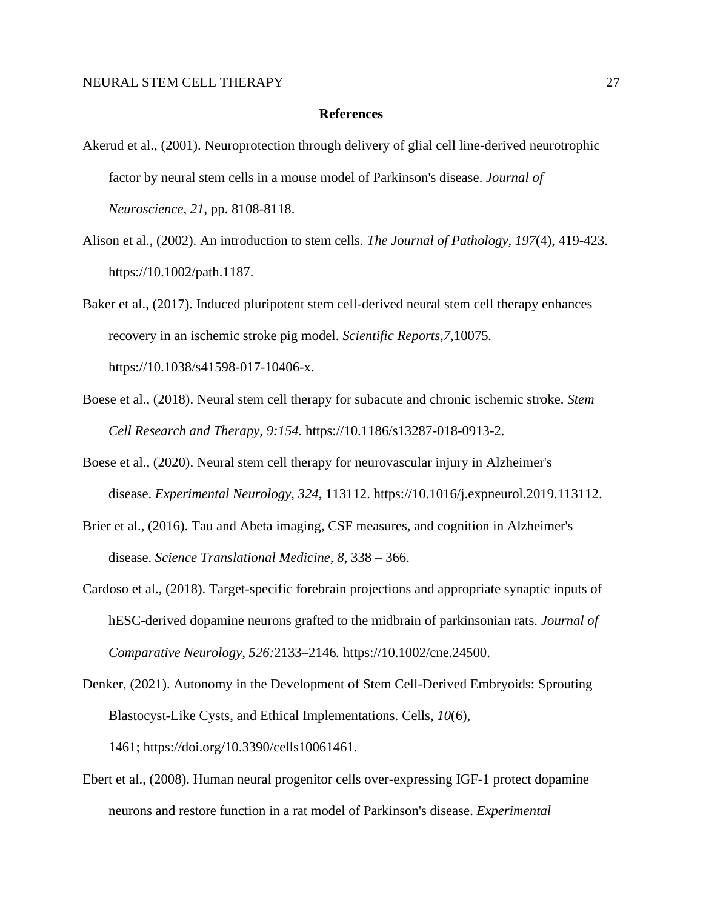## References

Akerud et al., (2001). Neuroprotection through delivery of glial cell line-derived neurotrophic factor by neural stem cells in a mouse model of Parkinson's disease. *Journal of Neuroscience*, *21*, pp. 8108-8118.

Alison et al., (2002). An introduction to stem cells. *The Journal of Pathology, 197*(4), 419-423. https://10.1002/path.1187.

Baker et al., (2017). Induced pluripotent stem cell-derived neural stem cell therapy enhances recovery in an ischemic stroke pig model. *Scientific Reports,7,*10075. https://10.1038/s41598-017-10406-x.

Boese et al., (2018). Neural stem cell therapy for subacute and chronic ischemic stroke. *Stem Cell Research and Therapy, 9:154.* https://10.1186/s13287-018-0913-2.

Boese et al., (2020). Neural stem cell therapy for neurovascular injury in Alzheimer's disease. *Experimental Neurology, 324*, 113112. https://10.1016/j.expneurol.2019.113112.

Brier et al., (2016). Tau and Abeta imaging, CSF measures, and cognition in Alzheimer's disease. *Science Translational Medicine, 8*, 338 – 366.

Cardoso et al., (2018). Target-specific forebrain projections and appropriate synaptic inputs of hESC-derived dopamine neurons grafted to the midbrain of parkinsonian rats. *Journal of Comparative Neurology, 526:*2133–2146*.* https://10.1002/cne.24500.

Denker, (2021). Autonomy in the Development of Stem Cell-Derived Embryoids: Sprouting Blastocyst-Like Cysts, and Ethical Implementations. Cells, *10*(6), 1461; https://doi.org/10.3390/cells10061461.

Ebert et al., (2008). Human neural progenitor cells over-expressing IGF-1 protect dopamine neurons and restore function in a rat model of Parkinson's disease. *Experimental*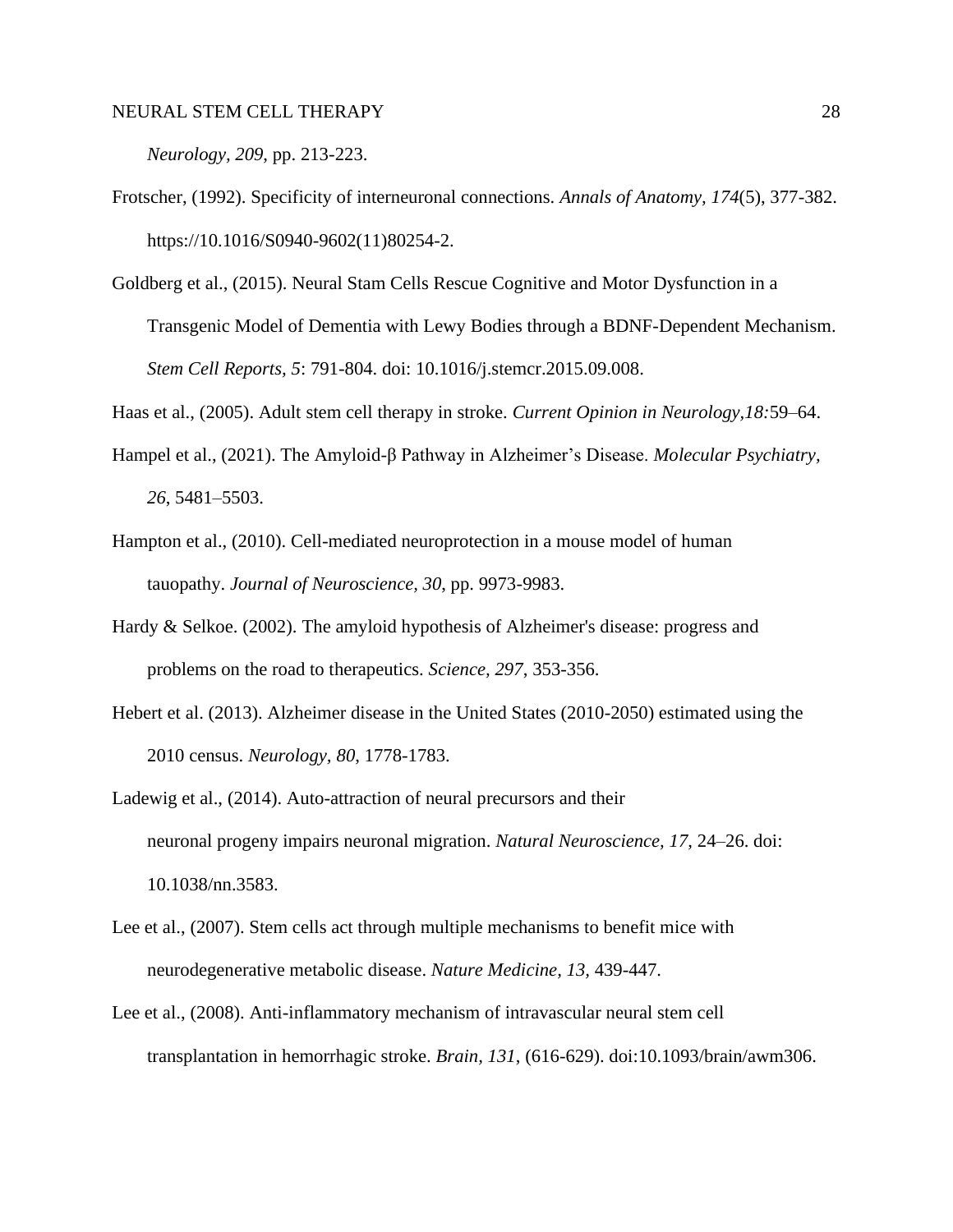*Neurology, 209*, pp. 213-223.

Frotscher, (1992). Specificity of interneuronal connections. *Annals of Anatomy, 174*(5), 377-382. https://10.1016/S0940-9602(11)80254-2.

Goldberg et al., (2015). Neural Stam Cells Rescue Cognitive and Motor Dysfunction in a Transgenic Model of Dementia with Lewy Bodies through a BDNF-Dependent Mechanism. *Stem Cell Reports*, *5*: 791-804. doi: 10.1016/j.stemcr.2015.09.008.

Haas et al., (2005). Adult stem cell therapy in stroke. *Current Opinion in Neurology,18:*59–64.

Hampel et al., (2021). The Amyloid-β Pathway in Alzheimer's Disease. *Molecular Psychiatry, 26*, 5481–5503.

Hampton et al., (2010). Cell-mediated neuroprotection in a mouse model of human tauopathy. *Journal of Neuroscience, 30*, pp. 9973-9983.

Hardy & Selkoe. (2002). The amyloid hypothesis of Alzheimer's disease: progress and problems on the road to therapeutics. *Science, 297*, 353-356.

Hebert et al. (2013). Alzheimer disease in the United States (2010-2050) estimated using the 2010 census. *Neurology, 80*, 1778-1783.

Ladewig et al., (2014). Auto-attraction of neural precursors and their neuronal progeny impairs neuronal migration. *Natural Neuroscience, 17*, 24–26. doi: 10.1038/nn.3583.

Lee et al., (2007). Stem cells act through multiple mechanisms to benefit mice with neurodegenerative metabolic disease. *Nature Medicine, 13*, 439-447.

Lee et al., (2008). Anti-inflammatory mechanism of intravascular neural stem cell transplantation in hemorrhagic stroke. *Brain, 131*, (616-629). doi:10.1093/brain/awm306.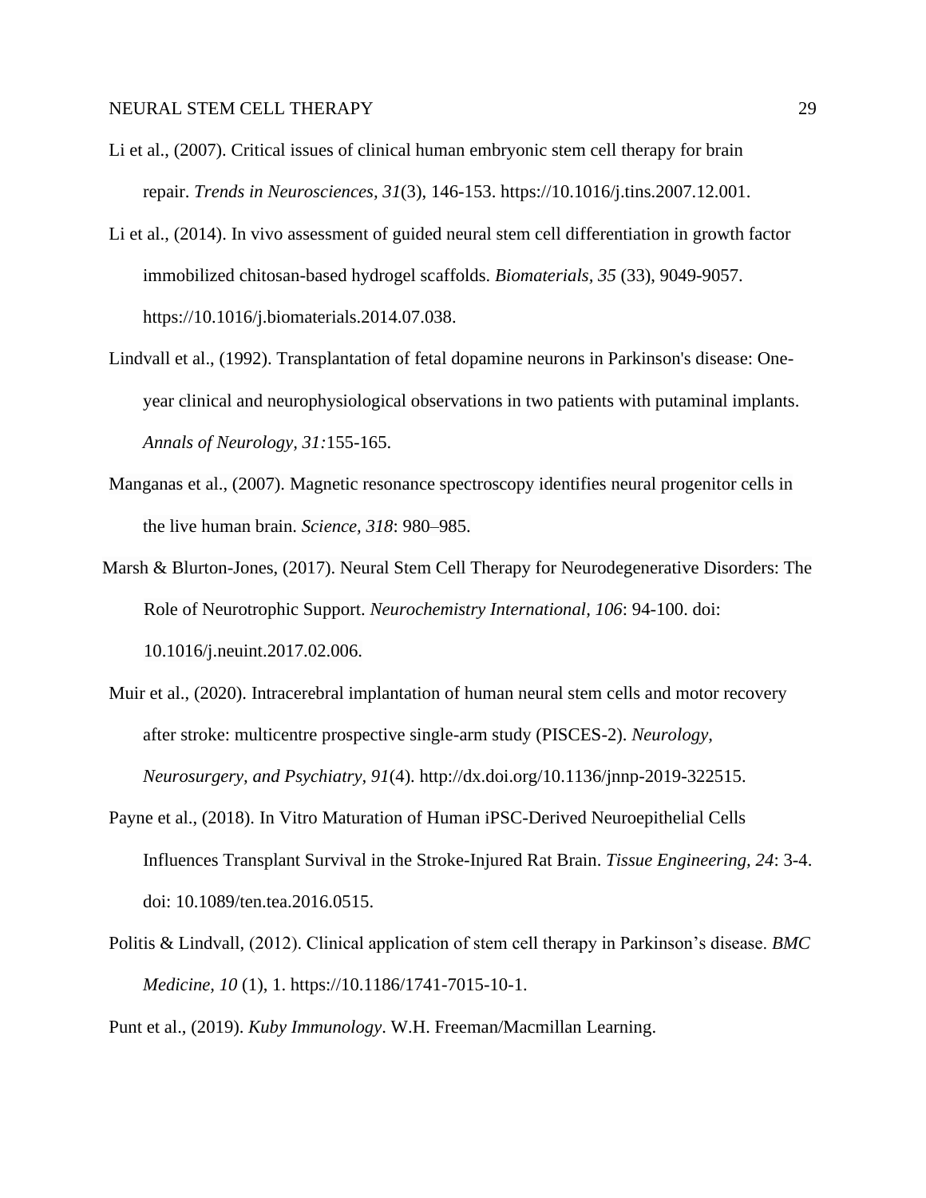Li et al., (2007). Critical issues of clinical human embryonic stem cell therapy for brain repair. *Trends in Neurosciences, 31*(3), 146-153. https://10.1016/j.tins.2007.12.001.

Li et al., (2014). In vivo assessment of guided neural stem cell differentiation in growth factor immobilized chitosan-based hydrogel scaffolds. *Biomaterials*, *35* (33), 9049-9057. https://10.1016/j.biomaterials.2014.07.038.

Lindvall et al., (1992). Transplantation of fetal dopamine neurons in Parkinson's disease: One-year clinical and neurophysiological observations in two patients with putaminal implants. *Annals of Neurology, 31:*155-165.

Manganas et al., (2007). Magnetic resonance spectroscopy identifies neural progenitor cells in the live human brain. *Science, 318*: 980–985.

Marsh & Blurton-Jones, (2017). Neural Stem Cell Therapy for Neurodegenerative Disorders: The Role of Neurotrophic Support. *Neurochemistry International, 106*: 94-100. doi: 10.1016/j.neuint.2017.02.006.

Muir et al., (2020). Intracerebral implantation of human neural stem cells and motor recovery after stroke: multicentre prospective single-arm study (PISCES-2). *Neurology, Neurosurgery, and Psychiatry, 91*(4). http://dx.doi.org/10.1136/jnnp-2019-322515.

Payne et al., (2018). In Vitro Maturation of Human iPSC-Derived Neuroepithelial Cells Influences Transplant Survival in the Stroke-Injured Rat Brain. *Tissue Engineering, 24*: 3-4. doi: 10.1089/ten.tea.2016.0515.

Politis & Lindvall, (2012). Clinical application of stem cell therapy in Parkinson's disease. *BMC Medicine*, *10* (1), 1. https://10.1186/1741-7015-10-1.

Punt et al., (2019). *Kuby Immunology*. W.H. Freeman/Macmillan Learning.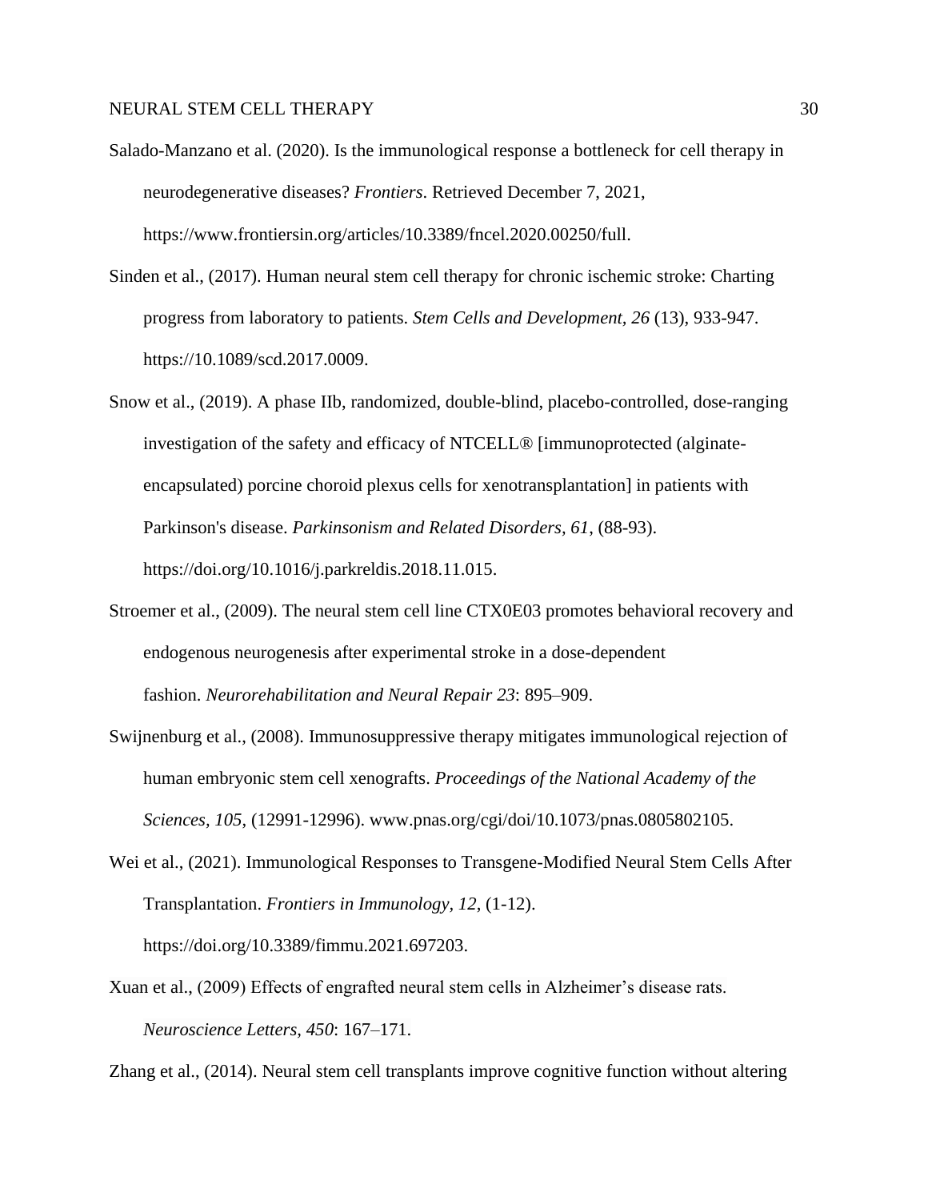Salado-Manzano et al. (2020). Is the immunological response a bottleneck for cell therapy in neurodegenerative diseases? *Frontiers*. Retrieved December 7, 2021, https://www.frontiersin.org/articles/10.3389/fncel.2020.00250/full.

Sinden et al., (2017). Human neural stem cell therapy for chronic ischemic stroke: Charting progress from laboratory to patients. *Stem Cells and Development, 26* (13), 933-947. https://10.1089/scd.2017.0009.

Snow et al., (2019). A phase IIb, randomized, double-blind, placebo-controlled, dose-ranging investigation of the safety and efficacy of NTCELL® [immunoprotected (alginate-encapsulated) porcine choroid plexus cells for xenotransplantation] in patients with Parkinson's disease. *Parkinsonism and Related Disorders, 61*, (88-93). https://doi.org/10.1016/j.parkreldis.2018.11.015.

Stroemer et al., (2009). The neural stem cell line CTX0E03 promotes behavioral recovery and endogenous neurogenesis after experimental stroke in a dose-dependent fashion. *Neurorehabilitation and Neural Repair 23*: 895–909.

Swijnenburg et al., (2008). Immunosuppressive therapy mitigates immunological rejection of human embryonic stem cell xenografts. *Proceedings of the National Academy of the Sciences, 105*, (12991-12996). www.pnas.org/cgi/doi/10.1073/pnas.0805802105.

Wei et al., (2021). Immunological Responses to Transgene-Modified Neural Stem Cells After Transplantation. *Frontiers in Immunology, 12*, (1-12). https://doi.org/10.3389/fimmu.2021.697203.

Xuan et al., (2009) Effects of engrafted neural stem cells in Alzheimer's disease rats. *Neuroscience Letters, 450*: 167–171.

Zhang et al., (2014). Neural stem cell transplants improve cognitive function without altering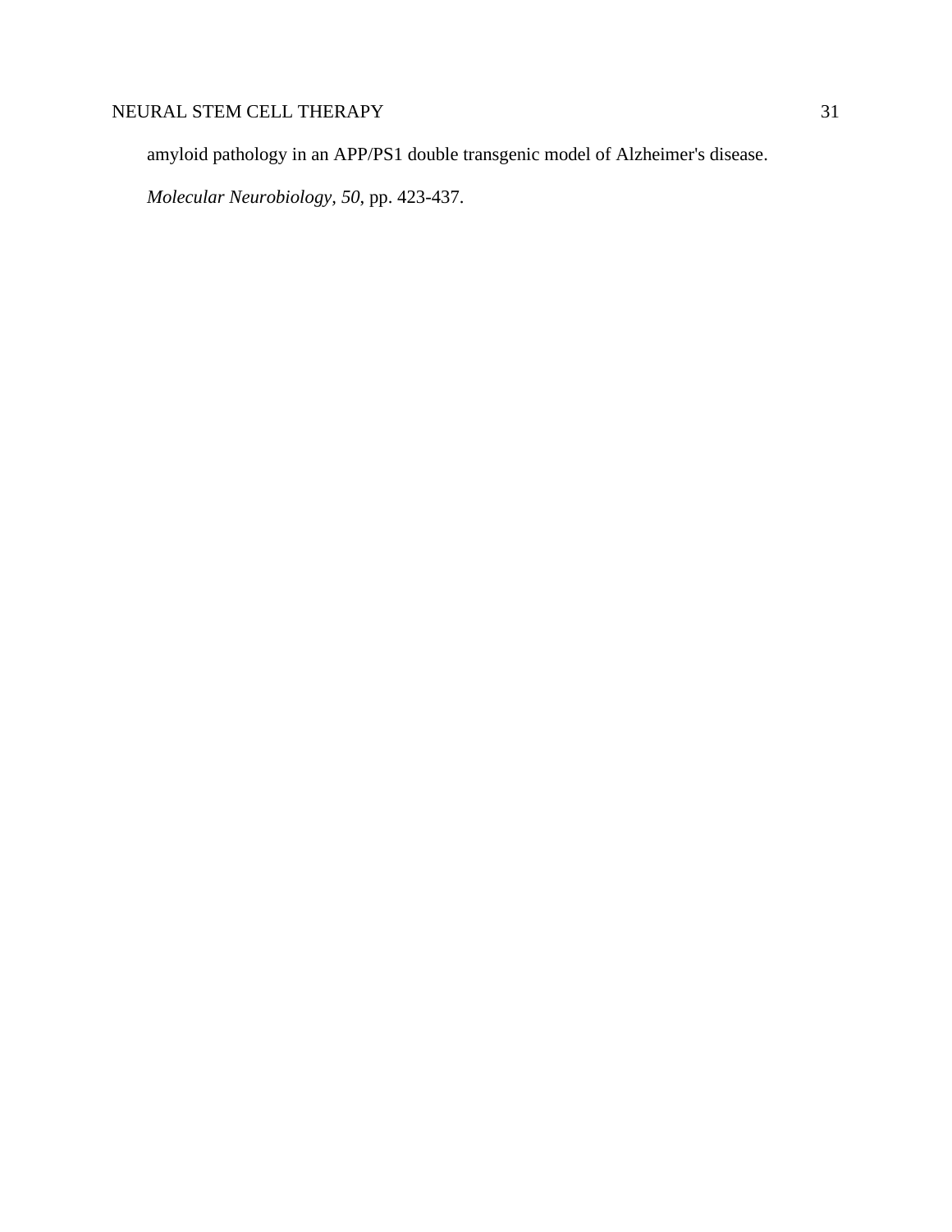amyloid pathology in an APP/PS1 double transgenic model of Alzheimer's disease. *Molecular Neurobiology*, *50*, pp. 423-437.